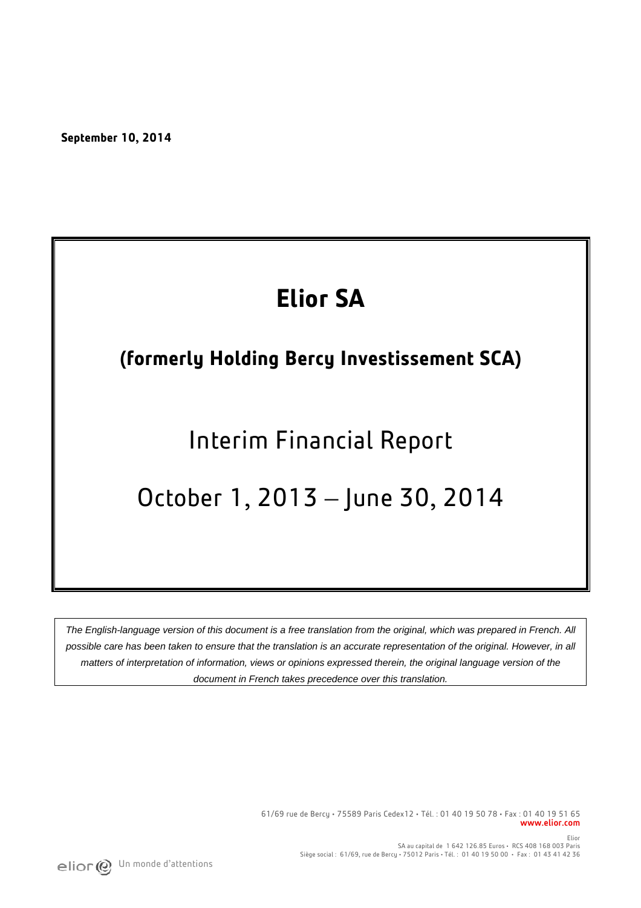**September 10, 2014**

# Elior SA

## (formerly Holding Bercy Investissement SCA)

# Interim Financial Report

# October 1, 2013 – June 30, 2014

*The English-language version of this document is a free translation from the original, which was prepared in French. All possible care has been taken to ensure that the translation is an accurate representation of the original. However, in all matters of interpretation of information, views or opinions expressed therein, the original language version of the document in French takes precedence over this translation.*

61/69 rue de Bercy • 75589 Paris Cedex12 • Tél. : 01 40 19 50 78 • Fax : 01 40 19 51 65
**www.elior.com**

Elior
SA au capital de 1 642 126.85 Euros • RCS 408 168 003 Paris
Siège social : 61/69, rue de Bercy • 75012 Paris • Tél. : 01 40 19 50 00 • Fax : 01 43 41 42 36

elior Un monde d'attentions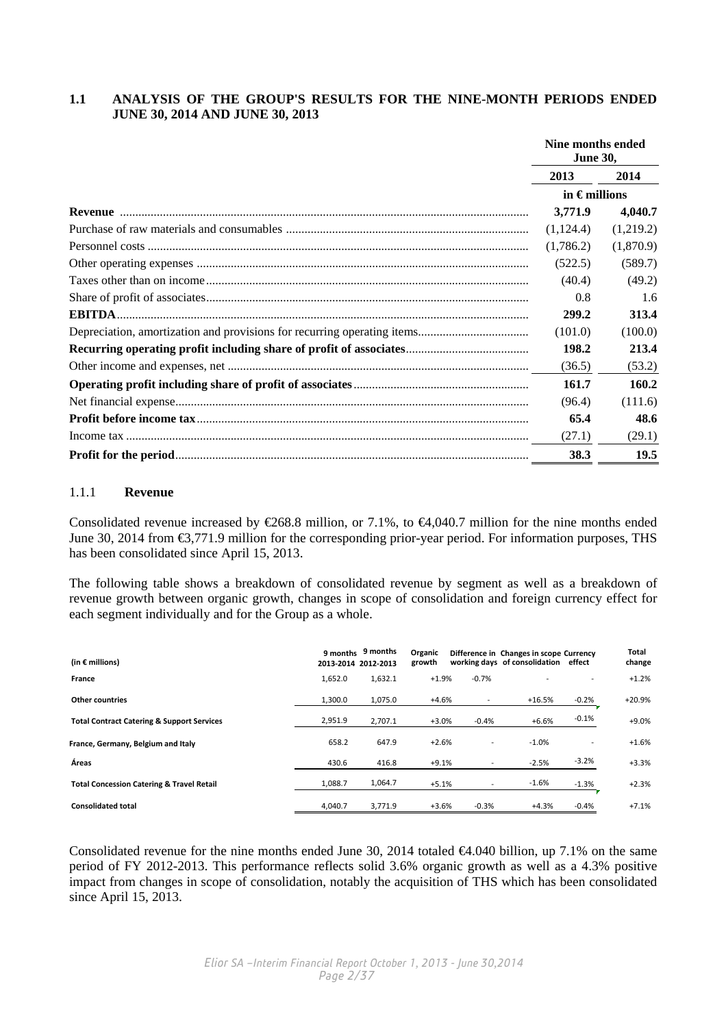## 1.1 ANALYSIS OF THE GROUP'S RESULTS FOR THE NINE-MONTH PERIODS ENDED JUNE 30, 2014 AND JUNE 30, 2013

| | Nine months ended June 30, | |
|---|---|---|
| | 2013 | 2014 |
| | in € millions | |
| **Revenue** | **3,771.9** | **4,040.7** |
| Purchase of raw materials and consumables | (1,124.4) | (1,219.2) |
| Personnel costs | (1,786.2) | (1,870.9) |
| Other operating expenses | (522.5) | (589.7) |
| Taxes other than on income | (40.4) | (49.2) |
| Share of profit of associates | 0.8 | 1.6 |
| **EBITDA** | **299.2** | **313.4** |
| Depreciation, amortization and provisions for recurring operating items | (101.0) | (100.0) |
| **Recurring operating profit including share of profit of associates** | **198.2** | **213.4** |
| Other income and expenses, net | (36.5) | (53.2) |
| **Operating profit including share of profit of associates** | **161.7** | **160.2** |
| Net financial expense | (96.4) | (111.6) |
| **Profit before income tax** | **65.4** | **48.6** |
| Income tax | (27.1) | (29.1) |
| **Profit for the period** | **38.3** | **19.5** |

### 1.1.1 Revenue

Consolidated revenue increased by €268.8 million, or 7.1%, to €4,040.7 million for the nine months ended June 30, 2014 from €3,771.9 million for the corresponding prior-year period. For information purposes, THS has been consolidated since April 15, 2013.

The following table shows a breakdown of consolidated revenue by segment as well as a breakdown of revenue growth between organic growth, changes in scope of consolidation and foreign currency effect for each segment individually and for the Group as a whole.

| (in € millions) | 9 months 2013-2014 | 9 months 2012-2013 | Organic growth | Difference in working days | Changes in scope of consolidation | Currency effect | Total change |
|---|---|---|---|---|---|---|---|
| **France** | 1,652.0 | 1,632.1 | +1.9% | -0.7% | - | - | +1.2% |
| **Other countries** | 1,300.0 | 1,075.0 | +4.6% | - | +16.5% | -0.2% | +20.9% |
| **Total Contract Catering & Support Services** | 2,951.9 | 2,707.1 | +3.0% | -0.4% | +6.6% | -0.1% | +9.0% |
| **France, Germany, Belgium and Italy** | 658.2 | 647.9 | +2.6% | - | -1.0% | - | +1.6% |
| **Áreas** | 430.6 | 416.8 | +9.1% | - | -2.5% | -3.2% | +3.3% |
| **Total Concession Catering & Travel Retail** | 1,088.7 | 1,064.7 | +5.1% | - | -1.6% | -1.3% | +2.3% |
| **Consolidated total** | 4,040.7 | 3,771.9 | +3.6% | -0.3% | +4.3% | -0.4% | +7.1% |

Consolidated revenue for the nine months ended June 30, 2014 totaled €4.040 billion, up 7.1% on the same period of FY 2012-2013. This performance reflects solid 3.6% organic growth as well as a 4.3% positive impact from changes in scope of consolidation, notably the acquisition of THS which has been consolidated since April 15, 2013.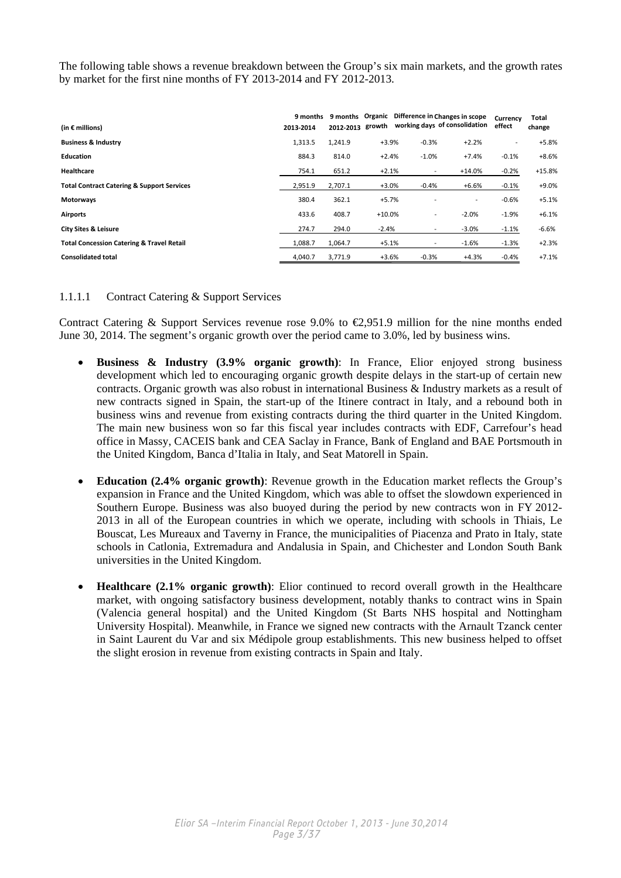The following table shows a revenue breakdown between the Group's six main markets, and the growth rates by market for the first nine months of FY 2013-2014 and FY 2012-2013.

| (in € millions) | 9 months 2013-2014 | 9 months 2012-2013 | Organic growth | Difference in working days | Changes in scope of consolidation | Currency effect | Total change |
|---|---|---|---|---|---|---|---|
| **Business & Industry** | 1,313.5 | 1,241.9 | +3.9% | -0.3% | +2.2% | - | +5.8% |
| **Education** | 884.3 | 814.0 | +2.4% | -1.0% | +7.4% | -0.1% | +8.6% |
| **Healthcare** | 754.1 | 651.2 | +2.1% | - | +14.0% | -0.2% | +15.8% |
| **Total Contract Catering & Support Services** | 2,951.9 | 2,707.1 | +3.0% | -0.4% | +6.6% | -0.1% | +9.0% |
| **Motorways** | 380.4 | 362.1 | +5.7% | - | - | -0.6% | +5.1% |
| **Airports** | 433.6 | 408.7 | +10.0% | - | -2.0% | -1.9% | +6.1% |
| **City Sites & Leisure** | 274.7 | 294.0 | -2.4% | - | -3.0% | -1.1% | -6.6% |
| **Total Concession Catering & Travel Retail** | 1,088.7 | 1,064.7 | +5.1% | - | -1.6% | -1.3% | +2.3% |
| **Consolidated total** | 4,040.7 | 3,771.9 | +3.6% | -0.3% | +4.3% | -0.4% | +7.1% |

#### 1.1.1.1 Contract Catering & Support Services

Contract Catering & Support Services revenue rose 9.0% to €2,951.9 million for the nine months ended June 30, 2014. The segment's organic growth over the period came to 3.0%, led by business wins.

- **Business & Industry (3.9% organic growth)**: In France, Elior enjoyed strong business development which led to encouraging organic growth despite delays in the start-up of certain new contracts. Organic growth was also robust in international Business & Industry markets as a result of new contracts signed in Spain, the start-up of the Itinere contract in Italy, and a rebound both in business wins and revenue from existing contracts during the third quarter in the United Kingdom. The main new business won so far this fiscal year includes contracts with EDF, Carrefour's head office in Massy, CACEIS bank and CEA Saclay in France, Bank of England and BAE Portsmouth in the United Kingdom, Banca d'Italia in Italy, and Seat Matorell in Spain.

- **Education (2.4% organic growth)**: Revenue growth in the Education market reflects the Group's expansion in France and the United Kingdom, which was able to offset the slowdown experienced in Southern Europe. Business was also buoyed during the period by new contracts won in FY 2012-2013 in all of the European countries in which we operate, including with schools in Thiais, Le Bouscat, Les Mureaux and Taverny in France, the municipalities of Piacenza and Prato in Italy, state schools in Catlonia, Extremadura and Andalusia in Spain, and Chichester and London South Bank universities in the United Kingdom.

- **Healthcare (2.1% organic growth)**: Elior continued to record overall growth in the Healthcare market, with ongoing satisfactory business development, notably thanks to contract wins in Spain (Valencia general hospital) and the United Kingdom (St Barts NHS hospital and Nottingham University Hospital). Meanwhile, in France we signed new contracts with the Arnault Tzanck center in Saint Laurent du Var and six Médipole group establishments. This new business helped to offset the slight erosion in revenue from existing contracts in Spain and Italy.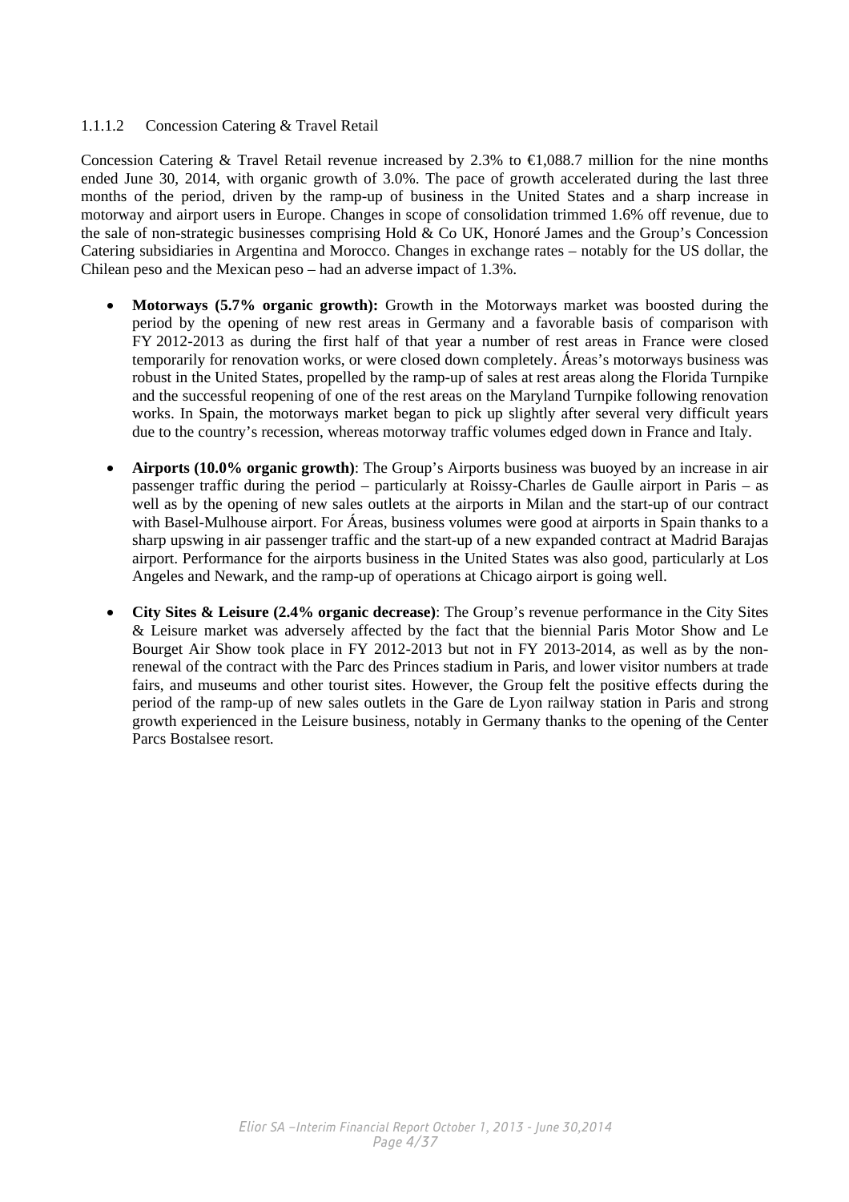#### 1.1.1.2 Concession Catering & Travel Retail

Concession Catering & Travel Retail revenue increased by 2.3% to €1,088.7 million for the nine months ended June 30, 2014, with organic growth of 3.0%. The pace of growth accelerated during the last three months of the period, driven by the ramp-up of business in the United States and a sharp increase in motorway and airport users in Europe. Changes in scope of consolidation trimmed 1.6% off revenue, due to the sale of non-strategic businesses comprising Hold & Co UK, Honoré James and the Group's Concession Catering subsidiaries in Argentina and Morocco. Changes in exchange rates – notably for the US dollar, the Chilean peso and the Mexican peso – had an adverse impact of 1.3%.

- **Motorways (5.7% organic growth):** Growth in the Motorways market was boosted during the period by the opening of new rest areas in Germany and a favorable basis of comparison with FY 2012-2013 as during the first half of that year a number of rest areas in France were closed temporarily for renovation works, or were closed down completely. Áreas's motorways business was robust in the United States, propelled by the ramp-up of sales at rest areas along the Florida Turnpike and the successful reopening of one of the rest areas on the Maryland Turnpike following renovation works. In Spain, the motorways market began to pick up slightly after several very difficult years due to the country's recession, whereas motorway traffic volumes edged down in France and Italy.

- **Airports (10.0% organic growth)**: The Group's Airports business was buoyed by an increase in air passenger traffic during the period – particularly at Roissy-Charles de Gaulle airport in Paris – as well as by the opening of new sales outlets at the airports in Milan and the start-up of our contract with Basel-Mulhouse airport. For Áreas, business volumes were good at airports in Spain thanks to a sharp upswing in air passenger traffic and the start-up of a new expanded contract at Madrid Barajas airport. Performance for the airports business in the United States was also good, particularly at Los Angeles and Newark, and the ramp-up of operations at Chicago airport is going well.

- **City Sites & Leisure (2.4% organic decrease)**: The Group's revenue performance in the City Sites & Leisure market was adversely affected by the fact that the biennial Paris Motor Show and Le Bourget Air Show took place in FY 2012-2013 but not in FY 2013-2014, as well as by the non-renewal of the contract with the Parc des Princes stadium in Paris, and lower visitor numbers at trade fairs, and museums and other tourist sites. However, the Group felt the positive effects during the period of the ramp-up of new sales outlets in the Gare de Lyon railway station in Paris and strong growth experienced in the Leisure business, notably in Germany thanks to the opening of the Center Parcs Bostalsee resort.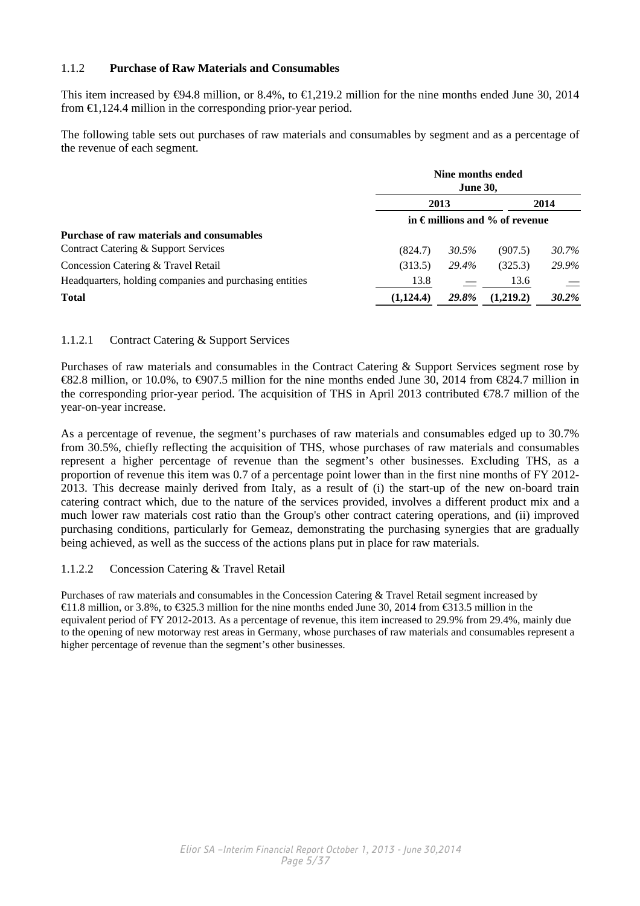### 1.1.2 **Purchase of Raw Materials and Consumables**

This item increased by €94.8 million, or 8.4%, to €1,219.2 million for the nine months ended June 30, 2014 from €1,124.4 million in the corresponding prior-year period.

The following table sets out purchases of raw materials and consumables by segment and as a percentage of the revenue of each segment.

| | **Nine months ended June 30,** | | | |
|---|---|---|---|---|
| | **2013** | | **2014** | |
| | **in € millions and % of revenue** | | | |
| **Purchase of raw materials and consumables** | | | | |
| Contract Catering & Support Services | (824.7) | *30.5%* | (907.5) | *30.7%* |
| Concession Catering & Travel Retail | (313.5) | *29.4%* | (325.3) | *29.9%* |
| Headquarters, holding companies and purchasing entities | 13.8 | — | 13.6 | — |
| **Total** | **(1,124.4)** | ***29.8%*** | **(1,219.2)** | ***30.2%*** |

#### 1.1.2.1 Contract Catering & Support Services

Purchases of raw materials and consumables in the Contract Catering & Support Services segment rose by €82.8 million, or 10.0%, to €907.5 million for the nine months ended June 30, 2014 from €824.7 million in the corresponding prior-year period. The acquisition of THS in April 2013 contributed €78.7 million of the year-on-year increase.

As a percentage of revenue, the segment's purchases of raw materials and consumables edged up to 30.7% from 30.5%, chiefly reflecting the acquisition of THS, whose purchases of raw materials and consumables represent a higher percentage of revenue than the segment's other businesses. Excluding THS, as a proportion of revenue this item was 0.7 of a percentage point lower than in the first nine months of FY 2012-2013. This decrease mainly derived from Italy, as a result of (i) the start-up of the new on-board train catering contract which, due to the nature of the services provided, involves a different product mix and a much lower raw materials cost ratio than the Group's other contract catering operations, and (ii) improved purchasing conditions, particularly for Gemeaz, demonstrating the purchasing synergies that are gradually being achieved, as well as the success of the actions plans put in place for raw materials.

#### 1.1.2.2 Concession Catering & Travel Retail

Purchases of raw materials and consumables in the Concession Catering & Travel Retail segment increased by €11.8 million, or 3.8%, to €325.3 million for the nine months ended June 30, 2014 from €313.5 million in the equivalent period of FY 2012-2013. As a percentage of revenue, this item increased to 29.9% from 29.4%, mainly due to the opening of new motorway rest areas in Germany, whose purchases of raw materials and consumables represent a higher percentage of revenue than the segment's other businesses.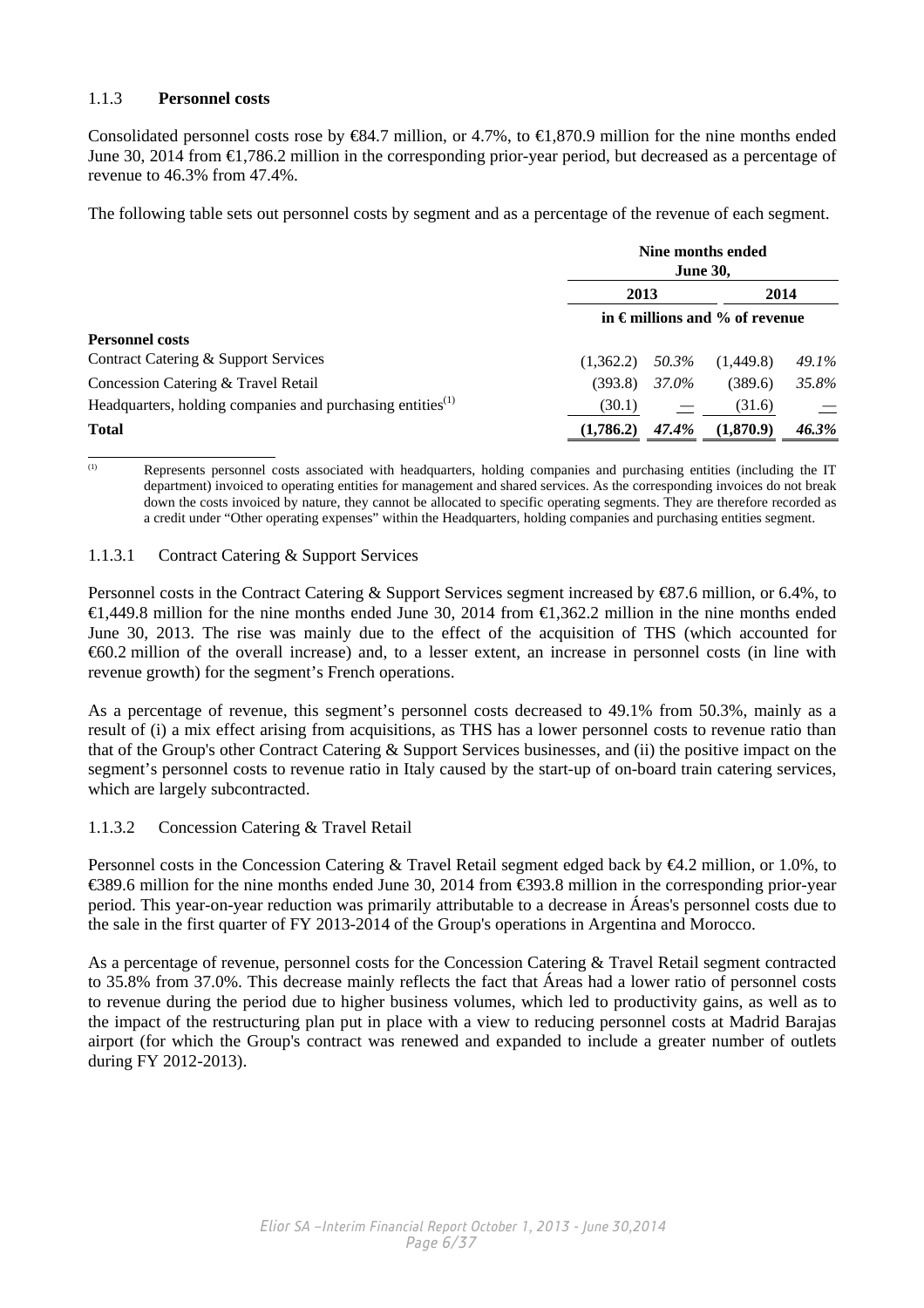### 1.1.3 **Personnel costs**

Consolidated personnel costs rose by €84.7 million, or 4.7%, to €1,870.9 million for the nine months ended June 30, 2014 from €1,786.2 million in the corresponding prior-year period, but decreased as a percentage of revenue to 46.3% from 47.4%.

The following table sets out personnel costs by segment and as a percentage of the revenue of each segment.

| | Nine months ended June 30, | | | |
|---|---|---|---|---|
| | 2013 | | 2014 | |
| | in € millions and % of revenue | | | |
| **Personnel costs** | | | | |
| Contract Catering & Support Services | (1,362.2) | *50.3%* | (1,449.8) | *49.1%* |
| Concession Catering & Travel Retail | (393.8) | *37.0%* | (389.6) | *35.8%* |
| Headquarters, holding companies and purchasing entities[1] | (30.1) | — | (31.6) | — |
| **Total** | **(1,786.2)** | ***47.4%*** | **(1,870.9)** | ***46.3%*** |

[1] Represents personnel costs associated with headquarters, holding companies and purchasing entities (including the IT department) invoiced to operating entities for management and shared services. As the corresponding invoices do not break down the costs invoiced by nature, they cannot be allocated to specific operating segments. They are therefore recorded as a credit under "Other operating expenses" within the Headquarters, holding companies and purchasing entities segment.

#### 1.1.3.1 Contract Catering & Support Services

Personnel costs in the Contract Catering & Support Services segment increased by €87.6 million, or 6.4%, to €1,449.8 million for the nine months ended June 30, 2014 from €1,362.2 million in the nine months ended June 30, 2013. The rise was mainly due to the effect of the acquisition of THS (which accounted for €60.2 million of the overall increase) and, to a lesser extent, an increase in personnel costs (in line with revenue growth) for the segment's French operations.

As a percentage of revenue, this segment's personnel costs decreased to 49.1% from 50.3%, mainly as a result of (i) a mix effect arising from acquisitions, as THS has a lower personnel costs to revenue ratio than that of the Group's other Contract Catering & Support Services businesses, and (ii) the positive impact on the segment's personnel costs to revenue ratio in Italy caused by the start-up of on-board train catering services, which are largely subcontracted.

#### 1.1.3.2 Concession Catering & Travel Retail

Personnel costs in the Concession Catering & Travel Retail segment edged back by €4.2 million, or 1.0%, to €389.6 million for the nine months ended June 30, 2014 from €393.8 million in the corresponding prior-year period. This year-on-year reduction was primarily attributable to a decrease in Áreas's personnel costs due to the sale in the first quarter of FY 2013-2014 of the Group's operations in Argentina and Morocco.

As a percentage of revenue, personnel costs for the Concession Catering & Travel Retail segment contracted to 35.8% from 37.0%. This decrease mainly reflects the fact that Áreas had a lower ratio of personnel costs to revenue during the period due to higher business volumes, which led to productivity gains, as well as to the impact of the restructuring plan put in place with a view to reducing personnel costs at Madrid Barajas airport (for which the Group's contract was renewed and expanded to include a greater number of outlets during FY 2012-2013).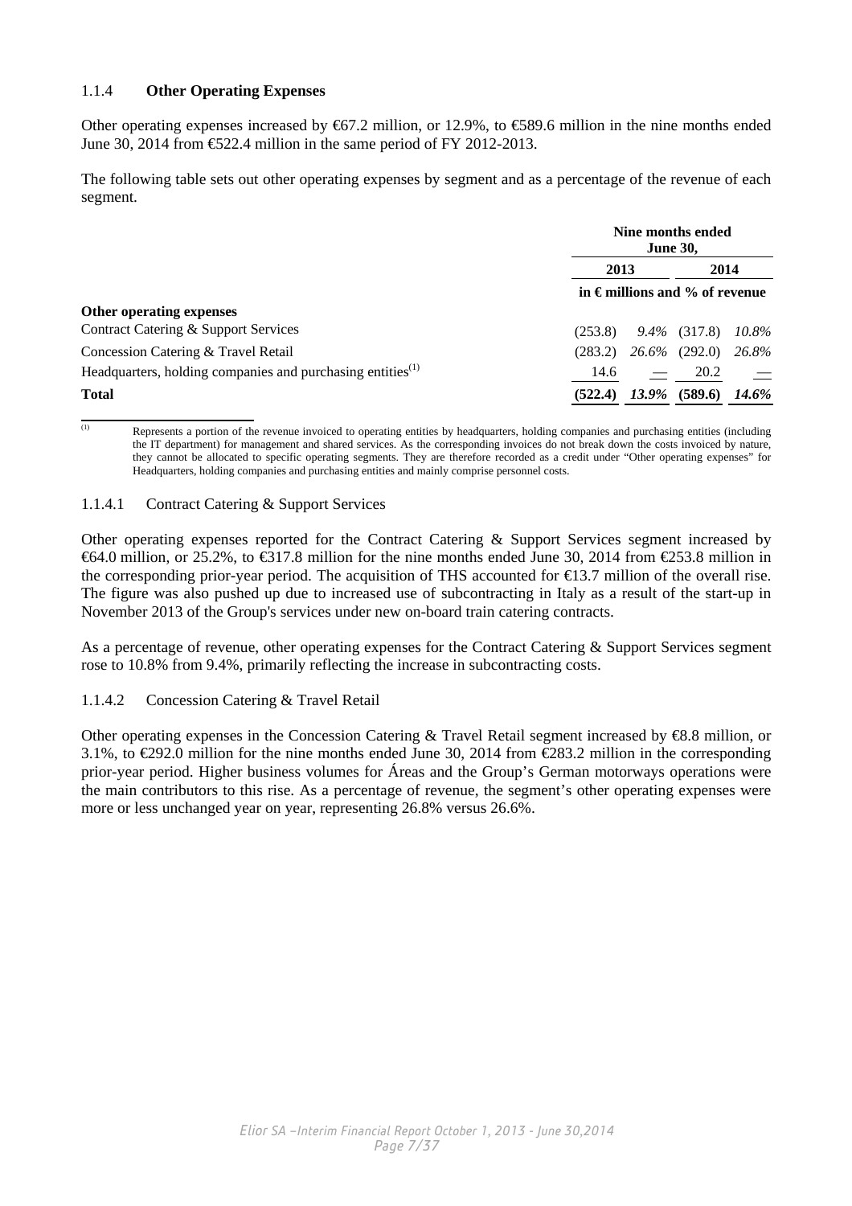### 1.1.4 **Other Operating Expenses**

Other operating expenses increased by €67.2 million, or 12.9%, to €589.6 million in the nine months ended June 30, 2014 from €522.4 million in the same period of FY 2012-2013.

The following table sets out other operating expenses by segment and as a percentage of the revenue of each segment.

| | Nine months ended June 30, | | | |
|---|---|---|---|---|
| | 2013 | | 2014 | |
| | in € millions and % of revenue | | | |
| **Other operating expenses** | | | | |
| Contract Catering & Support Services | (253.8) | *9.4%* | (317.8) | *10.8%* |
| Concession Catering & Travel Retail | (283.2) | *26.6%* | (292.0) | *26.8%* |
| Headquarters, holding companies and purchasing entities[(1)] | 14.6 | — | 20.2 | — |
| **Total** | **(522.4)** | ***13.9%*** | **(589.6)** | ***14.6%*** |

(1) Represents a portion of the revenue invoiced to operating entities by headquarters, holding companies and purchasing entities (including the IT department) for management and shared services. As the corresponding invoices do not break down the costs invoiced by nature, they cannot be allocated to specific operating segments. They are therefore recorded as a credit under "Other operating expenses" for Headquarters, holding companies and purchasing entities and mainly comprise personnel costs.

#### 1.1.4.1 Contract Catering & Support Services

Other operating expenses reported for the Contract Catering & Support Services segment increased by €64.0 million, or 25.2%, to €317.8 million for the nine months ended June 30, 2014 from €253.8 million in the corresponding prior-year period. The acquisition of THS accounted for €13.7 million of the overall rise. The figure was also pushed up due to increased use of subcontracting in Italy as a result of the start-up in November 2013 of the Group's services under new on-board train catering contracts.

As a percentage of revenue, other operating expenses for the Contract Catering & Support Services segment rose to 10.8% from 9.4%, primarily reflecting the increase in subcontracting costs.

#### 1.1.4.2 Concession Catering & Travel Retail

Other operating expenses in the Concession Catering & Travel Retail segment increased by €8.8 million, or 3.1%, to €292.0 million for the nine months ended June 30, 2014 from €283.2 million in the corresponding prior-year period. Higher business volumes for Áreas and the Group's German motorways operations were the main contributors to this rise. As a percentage of revenue, the segment's other operating expenses were more or less unchanged year on year, representing 26.8% versus 26.6%.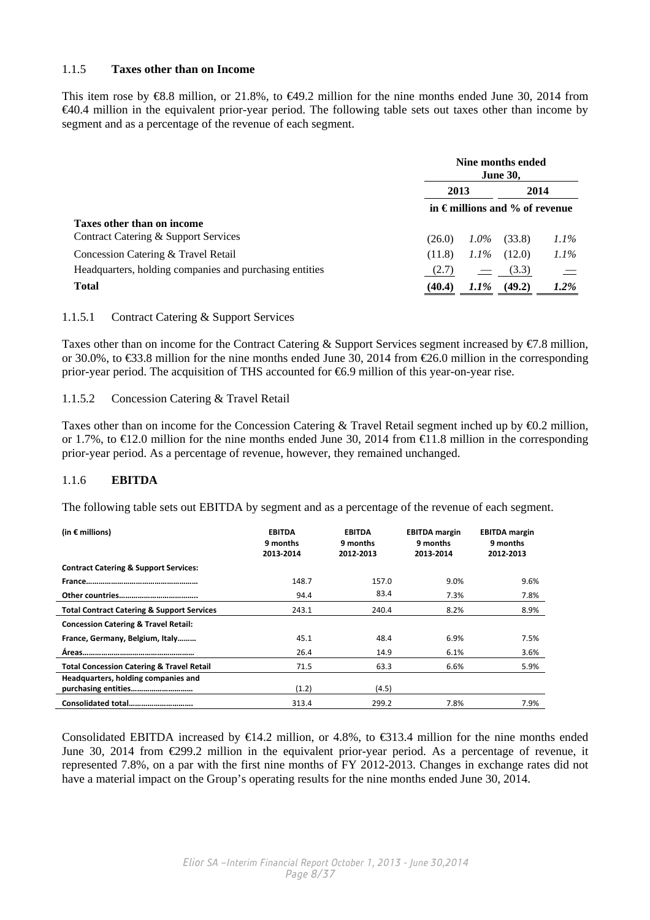### 1.1.5 **Taxes other than on Income**

This item rose by €8.8 million, or 21.8%, to €49.2 million for the nine months ended June 30, 2014 from €40.4 million in the equivalent prior-year period. The following table sets out taxes other than income by segment and as a percentage of the revenue of each segment.

| | Nine months ended June 30, | | | |
|---|---|---|---|---|
| | 2013 | | 2014 | |
| | in € millions and % of revenue | | | |
| **Taxes other than on income** | | | | |
| Contract Catering & Support Services | (26.0) | *1.0%* | (33.8) | *1.1%* |
| Concession Catering & Travel Retail | (11.8) | *1.1%* | (12.0) | *1.1%* |
| Headquarters, holding companies and purchasing entities | (2.7) | — | (3.3) | — |
| **Total** | **(40.4)** | ***1.1%*** | **(49.2)** | ***1.2%*** |

#### 1.1.5.1 Contract Catering & Support Services

Taxes other than on income for the Contract Catering & Support Services segment increased by €7.8 million, or 30.0%, to €33.8 million for the nine months ended June 30, 2014 from €26.0 million in the corresponding prior-year period. The acquisition of THS accounted for €6.9 million of this year-on-year rise.

#### 1.1.5.2 Concession Catering & Travel Retail

Taxes other than on income for the Concession Catering & Travel Retail segment inched up by €0.2 million, or 1.7%, to €12.0 million for the nine months ended June 30, 2014 from €11.8 million in the corresponding prior-year period. As a percentage of revenue, however, they remained unchanged.

### 1.1.6 **EBITDA**

The following table sets out EBITDA by segment and as a percentage of the revenue of each segment.

| (in € millions) | EBITDA 9 months 2013-2014 | EBITDA 9 months 2012-2013 | EBITDA margin 9 months 2013-2014 | EBITDA margin 9 months 2012-2013 |
|---|---|---|---|---|
| **Contract Catering & Support Services:** | | | | |
| **France……………………………………………** | 148.7 | 157.0 | 9.0% | 9.6% |
| **Other countries……………………………….** | 94.4 | 83.4 | 7.3% | 7.8% |
| **Total Contract Catering & Support Services** | 243.1 | 240.4 | 8.2% | 8.9% |
| **Concession Catering & Travel Retail:** | | | | |
| **France, Germany, Belgium, Italy………** | 45.1 | 48.4 | 6.9% | 7.5% |
| **Áreas……………………………………………** | 26.4 | 14.9 | 6.1% | 3.6% |
| **Total Concession Catering & Travel Retail** | 71.5 | 63.3 | 6.6% | 5.9% |
| **Headquarters, holding companies and purchasing entities………………………** | (1.2) | (4.5) | | |
| **Consolidated total…………………………** | 313.4 | 299.2 | 7.8% | 7.9% |

Consolidated EBITDA increased by €14.2 million, or 4.8%, to €313.4 million for the nine months ended June 30, 2014 from €299.2 million in the equivalent prior-year period. As a percentage of revenue, it represented 7.8%, on a par with the first nine months of FY 2012-2013. Changes in exchange rates did not have a material impact on the Group's operating results for the nine months ended June 30, 2014.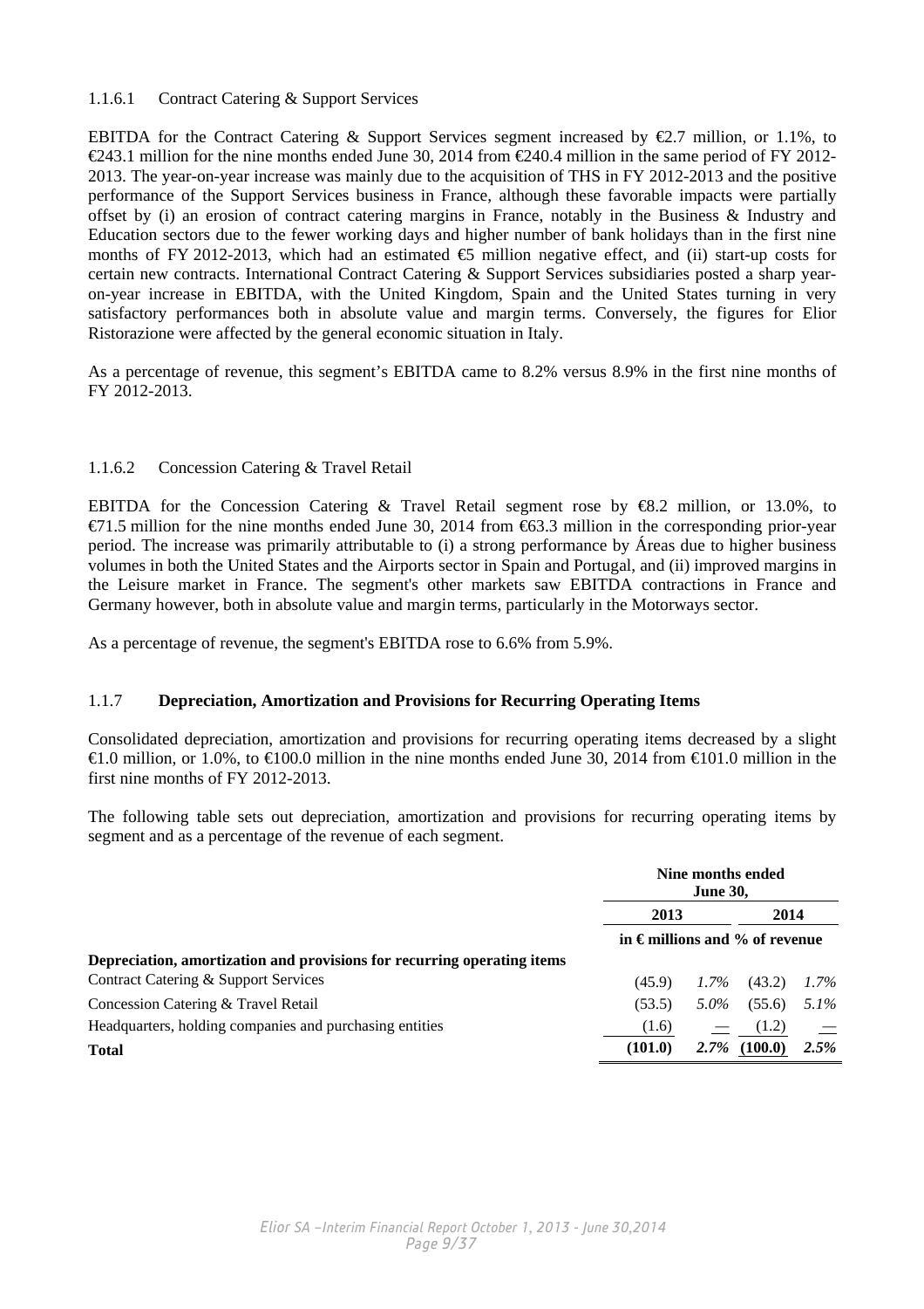#### 1.1.6.1 Contract Catering & Support Services

EBITDA for the Contract Catering & Support Services segment increased by €2.7 million, or 1.1%, to €243.1 million for the nine months ended June 30, 2014 from €240.4 million in the same period of FY 2012-2013. The year-on-year increase was mainly due to the acquisition of THS in FY 2012-2013 and the positive performance of the Support Services business in France, although these favorable impacts were partially offset by (i) an erosion of contract catering margins in France, notably in the Business & Industry and Education sectors due to the fewer working days and higher number of bank holidays than in the first nine months of FY 2012-2013, which had an estimated €5 million negative effect, and (ii) start-up costs for certain new contracts. International Contract Catering & Support Services subsidiaries posted a sharp year-on-year increase in EBITDA, with the United Kingdom, Spain and the United States turning in very satisfactory performances both in absolute value and margin terms. Conversely, the figures for Elior Ristorazione were affected by the general economic situation in Italy.

As a percentage of revenue, this segment's EBITDA came to 8.2% versus 8.9% in the first nine months of FY 2012-2013.

#### 1.1.6.2 Concession Catering & Travel Retail

EBITDA for the Concession Catering & Travel Retail segment rose by €8.2 million, or 13.0%, to €71.5 million for the nine months ended June 30, 2014 from €63.3 million in the corresponding prior-year period. The increase was primarily attributable to (i) a strong performance by Áreas due to higher business volumes in both the United States and the Airports sector in Spain and Portugal, and (ii) improved margins in the Leisure market in France. The segment's other markets saw EBITDA contractions in France and Germany however, both in absolute value and margin terms, particularly in the Motorways sector.

As a percentage of revenue, the segment's EBITDA rose to 6.6% from 5.9%.

### 1.1.7 **Depreciation, Amortization and Provisions for Recurring Operating Items**

Consolidated depreciation, amortization and provisions for recurring operating items decreased by a slight €1.0 million, or 1.0%, to €100.0 million in the nine months ended June 30, 2014 from €101.0 million in the first nine months of FY 2012-2013.

The following table sets out depreciation, amortization and provisions for recurring operating items by segment and as a percentage of the revenue of each segment.

| | **Nine months ended June 30,** | | | |
|---|---|---|---|---|
| | **2013** | | **2014** | |
| | **in € millions and % of revenue** | | | |
| **Depreciation, amortization and provisions for recurring operating items** | | | | |
| Contract Catering & Support Services | (45.9) | *1.7%* | (43.2) | *1.7%* |
| Concession Catering & Travel Retail | (53.5) | *5.0%* | (55.6) | *5.1%* |
| Headquarters, holding companies and purchasing entities | (1.6) | — | (1.2) | — |
| **Total** | **(101.0)** | ***2.7%*** | **(100.0)** | ***2.5%*** |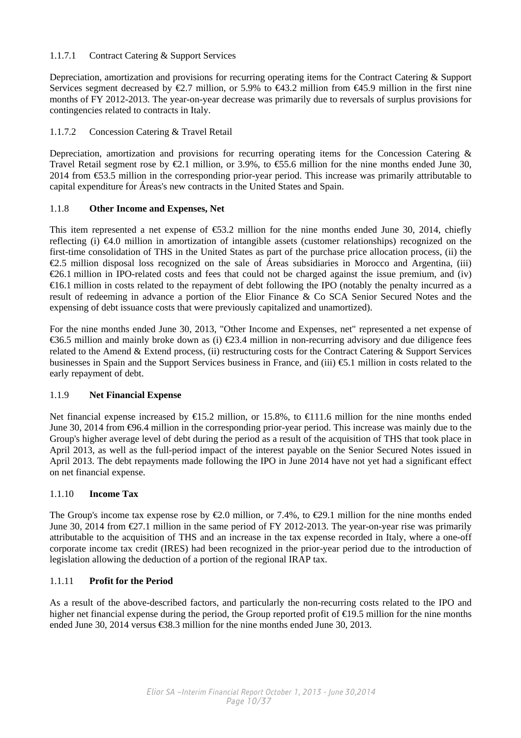#### 1.1.7.1 Contract Catering & Support Services

Depreciation, amortization and provisions for recurring operating items for the Contract Catering & Support Services segment decreased by €2.7 million, or 5.9% to €43.2 million from €45.9 million in the first nine months of FY 2012-2013. The year-on-year decrease was primarily due to reversals of surplus provisions for contingencies related to contracts in Italy.

#### 1.1.7.2 Concession Catering & Travel Retail

Depreciation, amortization and provisions for recurring operating items for the Concession Catering & Travel Retail segment rose by €2.1 million, or 3.9%, to €55.6 million for the nine months ended June 30, 2014 from €53.5 million in the corresponding prior-year period. This increase was primarily attributable to capital expenditure for Áreas's new contracts in the United States and Spain.

### 1.1.8 **Other Income and Expenses, Net**

This item represented a net expense of €53.2 million for the nine months ended June 30, 2014, chiefly reflecting (i) €4.0 million in amortization of intangible assets (customer relationships) recognized on the first-time consolidation of THS in the United States as part of the purchase price allocation process, (ii) the €2.5 million disposal loss recognized on the sale of Áreas subsidiaries in Morocco and Argentina, (iii) €26.1 million in IPO-related costs and fees that could not be charged against the issue premium, and (iv) €16.1 million in costs related to the repayment of debt following the IPO (notably the penalty incurred as a result of redeeming in advance a portion of the Elior Finance & Co SCA Senior Secured Notes and the expensing of debt issuance costs that were previously capitalized and unamortized).

For the nine months ended June 30, 2013, "Other Income and Expenses, net" represented a net expense of €36.5 million and mainly broke down as (i) €23.4 million in non-recurring advisory and due diligence fees related to the Amend & Extend process, (ii) restructuring costs for the Contract Catering & Support Services businesses in Spain and the Support Services business in France, and (iii) €5.1 million in costs related to the early repayment of debt.

### 1.1.9 **Net Financial Expense**

Net financial expense increased by €15.2 million, or 15.8%, to €111.6 million for the nine months ended June 30, 2014 from €96.4 million in the corresponding prior-year period. This increase was mainly due to the Group's higher average level of debt during the period as a result of the acquisition of THS that took place in April 2013, as well as the full-period impact of the interest payable on the Senior Secured Notes issued in April 2013. The debt repayments made following the IPO in June 2014 have not yet had a significant effect on net financial expense.

### 1.1.10 **Income Tax**

The Group's income tax expense rose by €2.0 million, or 7.4%, to €29.1 million for the nine months ended June 30, 2014 from €27.1 million in the same period of FY 2012-2013. The year-on-year rise was primarily attributable to the acquisition of THS and an increase in the tax expense recorded in Italy, where a one-off corporate income tax credit (IRES) had been recognized in the prior-year period due to the introduction of legislation allowing the deduction of a portion of the regional IRAP tax.

### 1.1.11 **Profit for the Period**

As a result of the above-described factors, and particularly the non-recurring costs related to the IPO and higher net financial expense during the period, the Group reported profit of €19.5 million for the nine months ended June 30, 2014 versus €38.3 million for the nine months ended June 30, 2013.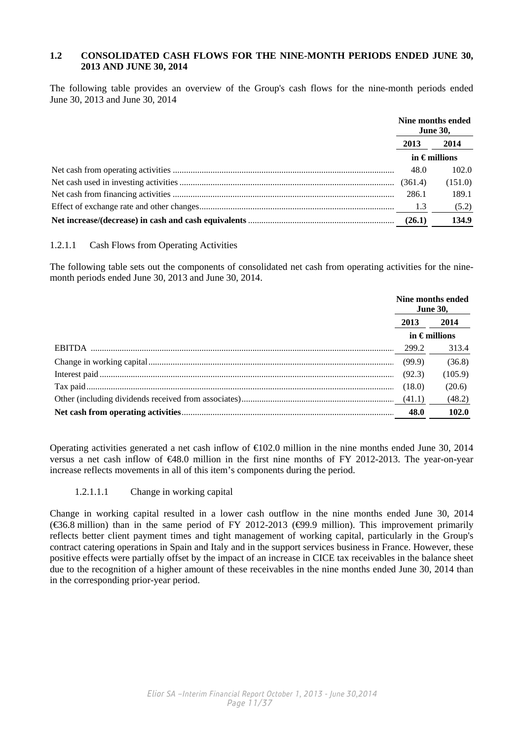## 1.2 CONSOLIDATED CASH FLOWS FOR THE NINE-MONTH PERIODS ENDED JUNE 30, 2013 AND JUNE 30, 2014

The following table provides an overview of the Group's cash flows for the nine-month periods ended June 30, 2013 and June 30, 2014

| | Nine months ended June 30, | |
|---|---|---|
| | 2013 | 2014 |
| | in € millions | |
| Net cash from operating activities | 48.0 | 102.0 |
| Net cash used in investing activities | (361.4) | (151.0) |
| Net cash from financing activities | 286.1 | 189.1 |
| Effect of exchange rate and other changes | 1.3 | (5.2) |
| **Net increase/(decrease) in cash and cash equivalents** | **(26.1)** | **134.9** |

### 1.2.1.1 Cash Flows from Operating Activities

The following table sets out the components of consolidated net cash from operating activities for the nine-month periods ended June 30, 2013 and June 30, 2014.

| | Nine months ended June 30, | |
|---|---|---|
| | 2013 | 2014 |
| | in € millions | |
| EBITDA | 299.2 | 313.4 |
| Change in working capital | (99.9) | (36.8) |
| Interest paid | (92.3) | (105.9) |
| Tax paid | (18.0) | (20.6) |
| Other (including dividends received from associates) | (41.1) | (48.2) |
| **Net cash from operating activities** | **48.0** | **102.0** |

Operating activities generated a net cash inflow of €102.0 million in the nine months ended June 30, 2014 versus a net cash inflow of €48.0 million in the first nine months of FY 2012-2013. The year-on-year increase reflects movements in all of this item's components during the period.

#### 1.2.1.1.1 Change in working capital

Change in working capital resulted in a lower cash outflow in the nine months ended June 30, 2014 (€36.8 million) than in the same period of FY 2012-2013 (€99.9 million). This improvement primarily reflects better client payment times and tight management of working capital, particularly in the Group's contract catering operations in Spain and Italy and in the support services business in France. However, these positive effects were partially offset by the impact of an increase in CICE tax receivables in the balance sheet due to the recognition of a higher amount of these receivables in the nine months ended June 30, 2014 than in the corresponding prior-year period.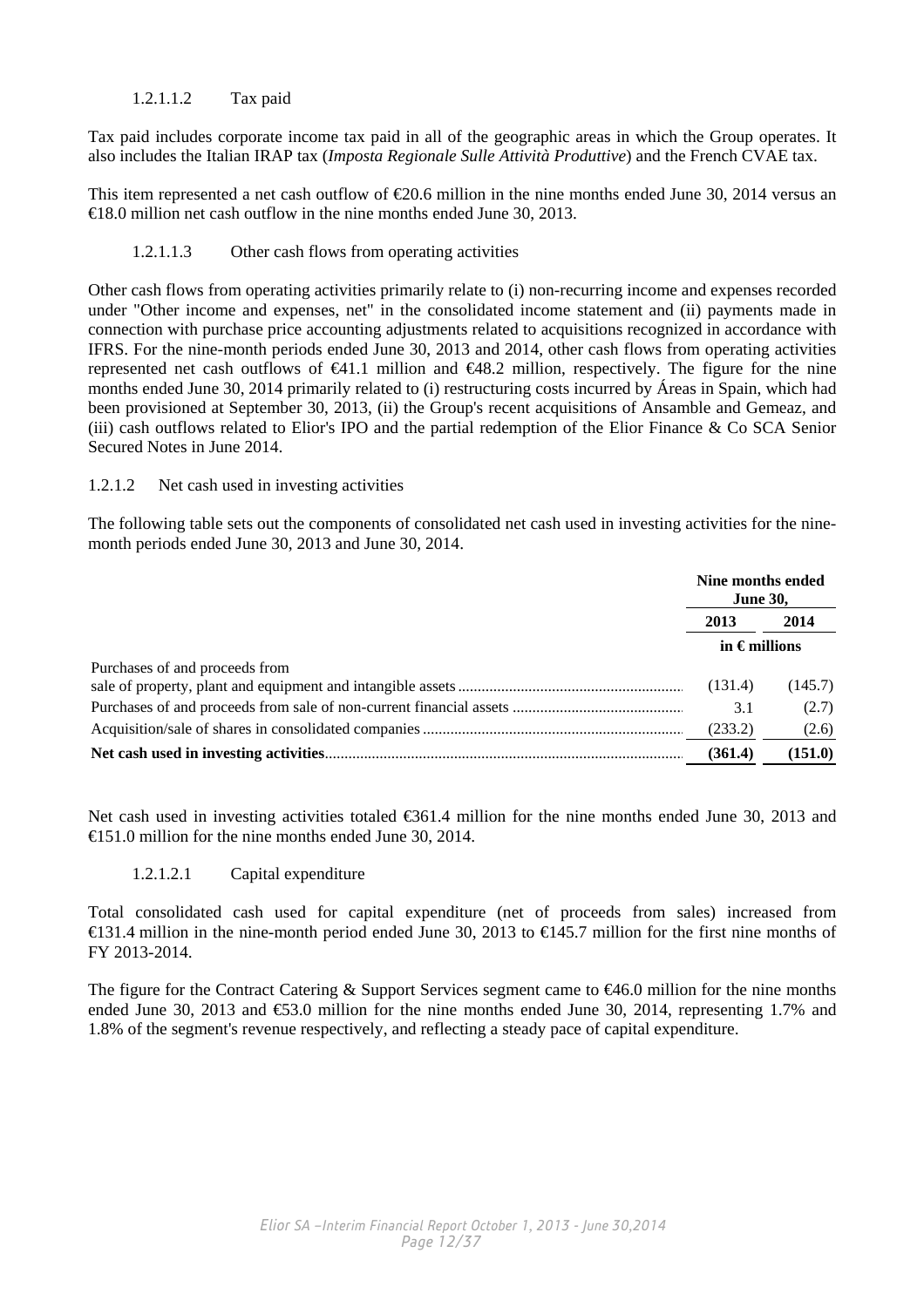#### 1.2.1.1.2 Tax paid

Tax paid includes corporate income tax paid in all of the geographic areas in which the Group operates. It also includes the Italian IRAP tax (*Imposta Regionale Sulle Attività Produttive*) and the French CVAE tax.

This item represented a net cash outflow of €20.6 million in the nine months ended June 30, 2014 versus an €18.0 million net cash outflow in the nine months ended June 30, 2013.

#### 1.2.1.1.3 Other cash flows from operating activities

Other cash flows from operating activities primarily relate to (i) non-recurring income and expenses recorded under "Other income and expenses, net" in the consolidated income statement and (ii) payments made in connection with purchase price accounting adjustments related to acquisitions recognized in accordance with IFRS. For the nine-month periods ended June 30, 2013 and 2014, other cash flows from operating activities represented net cash outflows of €41.1 million and €48.2 million, respectively. The figure for the nine months ended June 30, 2014 primarily related to (i) restructuring costs incurred by Áreas in Spain, which had been provisioned at September 30, 2013, (ii) the Group's recent acquisitions of Ansamble and Gemeaz, and (iii) cash outflows related to Elior's IPO and the partial redemption of the Elior Finance & Co SCA Senior Secured Notes in June 2014.

### 1.2.1.2 Net cash used in investing activities

The following table sets out the components of consolidated net cash used in investing activities for the nine-month periods ended June 30, 2013 and June 30, 2014.

| | Nine months ended June 30, | |
|---|---|---|
| | **2013** | **2014** |
| | **in € millions** | |
| Purchases of and proceeds from sale of property, plant and equipment and intangible assets | (131.4) | (145.7) |
| Purchases of and proceeds from sale of non-current financial assets | 3.1 | (2.7) |
| Acquisition/sale of shares in consolidated companies | (233.2) | (2.6) |
| **Net cash used in investing activities** | **(361.4)** | **(151.0)** |

Net cash used in investing activities totaled €361.4 million for the nine months ended June 30, 2013 and €151.0 million for the nine months ended June 30, 2014.

#### 1.2.1.2.1 Capital expenditure

Total consolidated cash used for capital expenditure (net of proceeds from sales) increased from €131.4 million in the nine-month period ended June 30, 2013 to €145.7 million for the first nine months of FY 2013-2014.

The figure for the Contract Catering & Support Services segment came to €46.0 million for the nine months ended June 30, 2013 and €53.0 million for the nine months ended June 30, 2014, representing 1.7% and 1.8% of the segment's revenue respectively, and reflecting a steady pace of capital expenditure.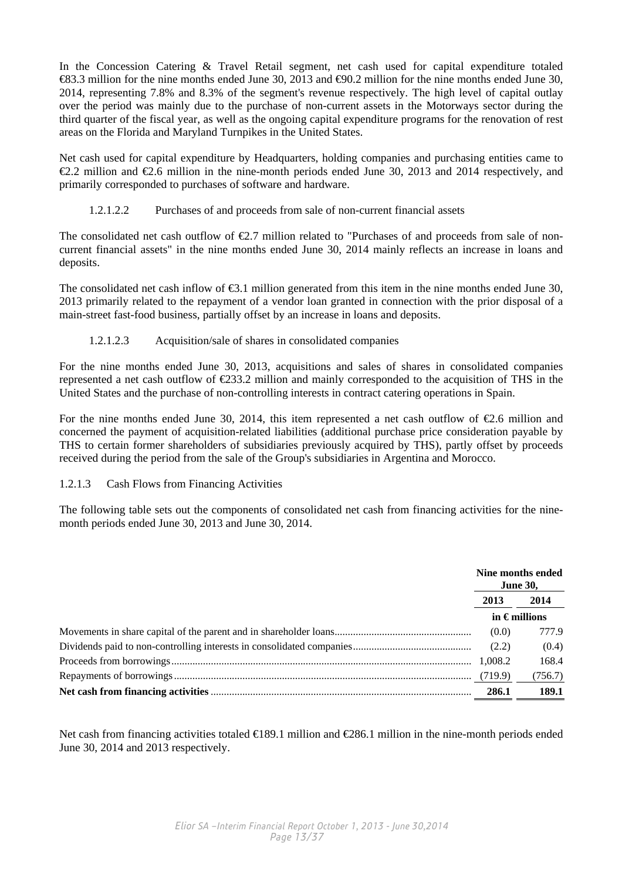In the Concession Catering & Travel Retail segment, net cash used for capital expenditure totaled €83.3 million for the nine months ended June 30, 2013 and €90.2 million for the nine months ended June 30, 2014, representing 7.8% and 8.3% of the segment's revenue respectively. The high level of capital outlay over the period was mainly due to the purchase of non-current assets in the Motorways sector during the third quarter of the fiscal year, as well as the ongoing capital expenditure programs for the renovation of rest areas on the Florida and Maryland Turnpikes in the United States.

Net cash used for capital expenditure by Headquarters, holding companies and purchasing entities came to €2.2 million and €2.6 million in the nine-month periods ended June 30, 2013 and 2014 respectively, and primarily corresponded to purchases of software and hardware.

#### 1.2.1.2.2 Purchases of and proceeds from sale of non-current financial assets

The consolidated net cash outflow of €2.7 million related to "Purchases of and proceeds from sale of non-current financial assets" in the nine months ended June 30, 2014 mainly reflects an increase in loans and deposits.

The consolidated net cash inflow of €3.1 million generated from this item in the nine months ended June 30, 2013 primarily related to the repayment of a vendor loan granted in connection with the prior disposal of a main-street fast-food business, partially offset by an increase in loans and deposits.

#### 1.2.1.2.3 Acquisition/sale of shares in consolidated companies

For the nine months ended June 30, 2013, acquisitions and sales of shares in consolidated companies represented a net cash outflow of €233.2 million and mainly corresponded to the acquisition of THS in the United States and the purchase of non-controlling interests in contract catering operations in Spain.

For the nine months ended June 30, 2014, this item represented a net cash outflow of €2.6 million and concerned the payment of acquisition-related liabilities (additional purchase price consideration payable by THS to certain former shareholders of subsidiaries previously acquired by THS), partly offset by proceeds received during the period from the sale of the Group's subsidiaries in Argentina and Morocco.

### 1.2.1.3 Cash Flows from Financing Activities

The following table sets out the components of consolidated net cash from financing activities for the nine-month periods ended June 30, 2013 and June 30, 2014.

| | Nine months ended June 30, | |
|---|---|---|
| | **2013** | **2014** |
| | **in € millions** | |
| Movements in share capital of the parent and in shareholder loans | (0.0) | 777.9 |
| Dividends paid to non-controlling interests in consolidated companies | (2.2) | (0.4) |
| Proceeds from borrowings | 1,008.2 | 168.4 |
| Repayments of borrowings | (719.9) | (756.7) |
| **Net cash from financing activities** | **286.1** | **189.1** |

Net cash from financing activities totaled €189.1 million and €286.1 million in the nine-month periods ended June 30, 2014 and 2013 respectively.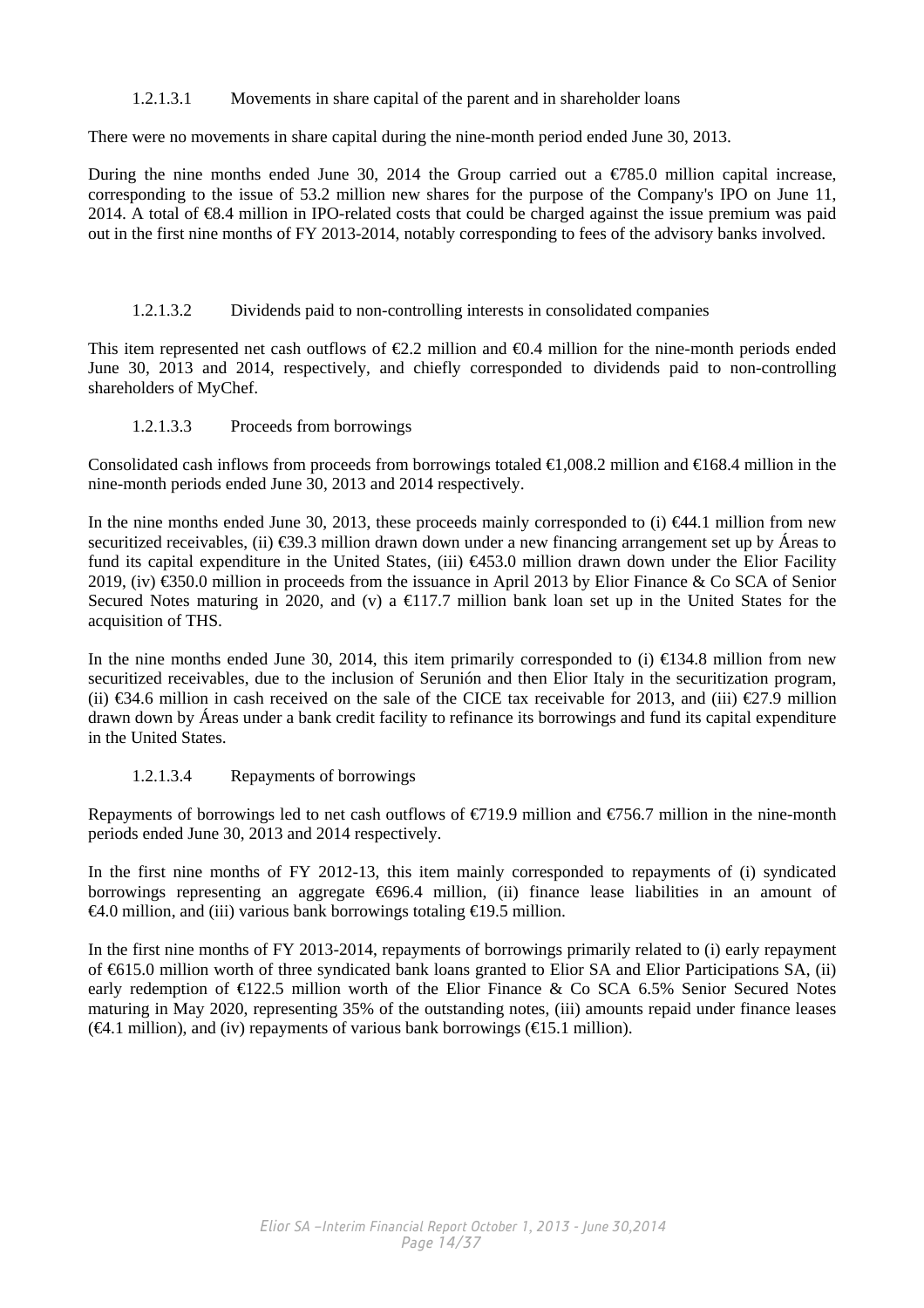#### 1.2.1.3.1 Movements in share capital of the parent and in shareholder loans

There were no movements in share capital during the nine-month period ended June 30, 2013.

During the nine months ended June 30, 2014 the Group carried out a €785.0 million capital increase, corresponding to the issue of 53.2 million new shares for the purpose of the Company's IPO on June 11, 2014. A total of €8.4 million in IPO-related costs that could be charged against the issue premium was paid out in the first nine months of FY 2013-2014, notably corresponding to fees of the advisory banks involved.

#### 1.2.1.3.2 Dividends paid to non-controlling interests in consolidated companies

This item represented net cash outflows of €2.2 million and €0.4 million for the nine-month periods ended June 30, 2013 and 2014, respectively, and chiefly corresponded to dividends paid to non-controlling shareholders of MyChef.

#### 1.2.1.3.3 Proceeds from borrowings

Consolidated cash inflows from proceeds from borrowings totaled €1,008.2 million and €168.4 million in the nine-month periods ended June 30, 2013 and 2014 respectively.

In the nine months ended June 30, 2013, these proceeds mainly corresponded to (i) €44.1 million from new securitized receivables, (ii) €39.3 million drawn down under a new financing arrangement set up by Áreas to fund its capital expenditure in the United States, (iii) €453.0 million drawn down under the Elior Facility 2019, (iv) €350.0 million in proceeds from the issuance in April 2013 by Elior Finance & Co SCA of Senior Secured Notes maturing in 2020, and (v) a €117.7 million bank loan set up in the United States for the acquisition of THS.

In the nine months ended June 30, 2014, this item primarily corresponded to (i) €134.8 million from new securitized receivables, due to the inclusion of Serunión and then Elior Italy in the securitization program, (ii) €34.6 million in cash received on the sale of the CICE tax receivable for 2013, and (iii) €27.9 million drawn down by Áreas under a bank credit facility to refinance its borrowings and fund its capital expenditure in the United States.

#### 1.2.1.3.4 Repayments of borrowings

Repayments of borrowings led to net cash outflows of €719.9 million and €756.7 million in the nine-month periods ended June 30, 2013 and 2014 respectively.

In the first nine months of FY 2012-13, this item mainly corresponded to repayments of (i) syndicated borrowings representing an aggregate €696.4 million, (ii) finance lease liabilities in an amount of €4.0 million, and (iii) various bank borrowings totaling €19.5 million.

In the first nine months of FY 2013-2014, repayments of borrowings primarily related to (i) early repayment of €615.0 million worth of three syndicated bank loans granted to Elior SA and Elior Participations SA, (ii) early redemption of €122.5 million worth of the Elior Finance & Co SCA 6.5% Senior Secured Notes maturing in May 2020, representing 35% of the outstanding notes, (iii) amounts repaid under finance leases (€4.1 million), and (iv) repayments of various bank borrowings (€15.1 million).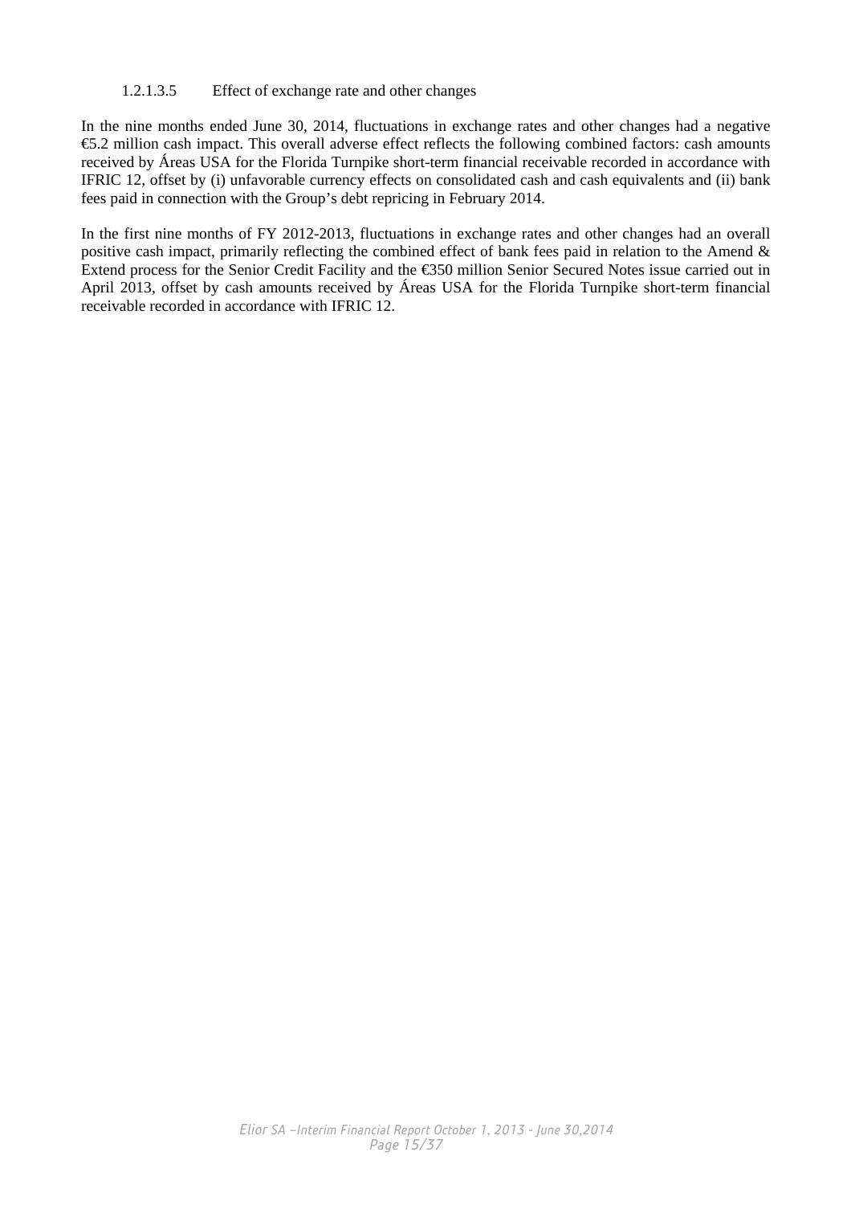##### 1.2.1.3.5 Effect of exchange rate and other changes

In the nine months ended June 30, 2014, fluctuations in exchange rates and other changes had a negative €5.2 million cash impact. This overall adverse effect reflects the following combined factors: cash amounts received by Áreas USA for the Florida Turnpike short-term financial receivable recorded in accordance with IFRIC 12, offset by (i) unfavorable currency effects on consolidated cash and cash equivalents and (ii) bank fees paid in connection with the Group's debt repricing in February 2014.

In the first nine months of FY 2012-2013, fluctuations in exchange rates and other changes had an overall positive cash impact, primarily reflecting the combined effect of bank fees paid in relation to the Amend & Extend process for the Senior Credit Facility and the €350 million Senior Secured Notes issue carried out in April 2013, offset by cash amounts received by Áreas USA for the Florida Turnpike short-term financial receivable recorded in accordance with IFRIC 12.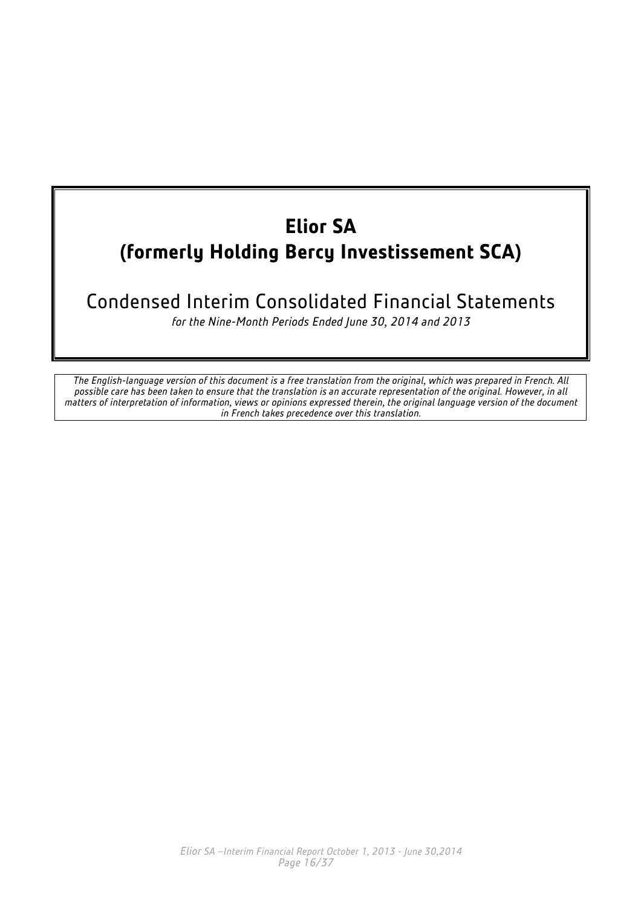# Elior SA
# (formerly Holding Bercy Investissement SCA)

## Condensed Interim Consolidated Financial Statements

*for the Nine-Month Periods Ended June 30, 2014 and 2013*

*The English-language version of this document is a free translation from the original, which was prepared in French. All possible care has been taken to ensure that the translation is an accurate representation of the original. However, in all matters of interpretation of information, views or opinions expressed therein, the original language version of the document in French takes precedence over this translation.*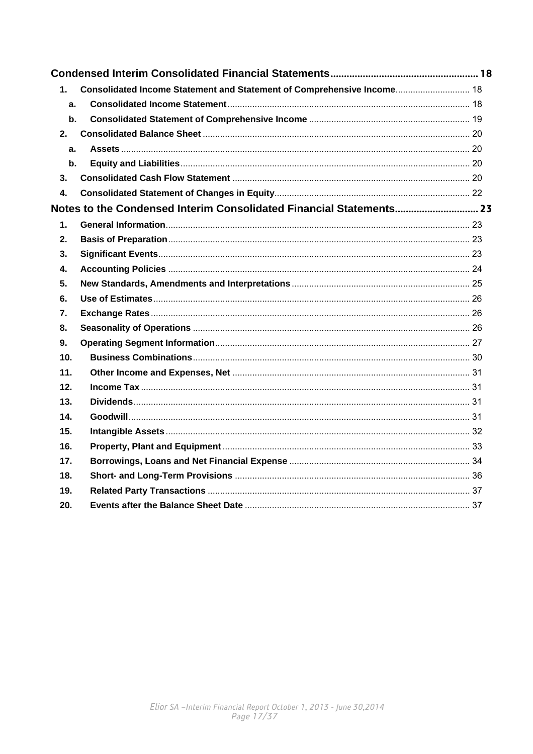**Condensed Interim Consolidated Financial Statements ........................................................ 18**

1. **Consolidated Income Statement and Statement of Comprehensive Income** .............................. 18
   - a. **Consolidated Income Statement** ................................................................................................. 18
   - b. **Consolidated Statement of Comprehensive Income** ................................................................ 19
2. **Consolidated Balance Sheet** ........................................................................................................... 20
   - a. **Assets** ........................................................................................................................................... 20
   - b. **Equity and Liabilities** .................................................................................................................... 20
3. **Consolidated Cash Flow Statement** ............................................................................................... 20
4. **Consolidated Statement of Changes in Equity** .............................................................................. 22

**Notes to the Condensed Interim Consolidated Financial Statements .............................. 23**

1. **General Information** ........................................................................................................................ 23
2. **Basis of Preparation** ....................................................................................................................... 23
3. **Significant Events** ........................................................................................................................... 23
4. **Accounting Policies** ........................................................................................................................ 24
5. **New Standards, Amendments and Interpretations** ....................................................................... 25
6. **Use of Estimates** ............................................................................................................................. 26
7. **Exchange Rates** .............................................................................................................................. 26
8. **Seasonality of Operations** ............................................................................................................. 26
9. **Operating Segment Information** ..................................................................................................... 27
10. **Business Combinations** ................................................................................................................ 30
11. **Other Income and Expenses, Net** ............................................................................................... 31
12. **Income Tax** ................................................................................................................................... 31
13. **Dividends** ...................................................................................................................................... 31
14. **Goodwill** ......................................................................................................................................... 31
15. **Intangible Assets** .......................................................................................................................... 32
16. **Property, Plant and Equipment** .................................................................................................... 33
17. **Borrowings, Loans and Net Financial Expense** .......................................................................... 34
18. **Short- and Long-Term Provisions** ............................................................................................... 36
19. **Related Party Transactions** ......................................................................................................... 37
20. **Events after the Balance Sheet Date** ........................................................................................... 37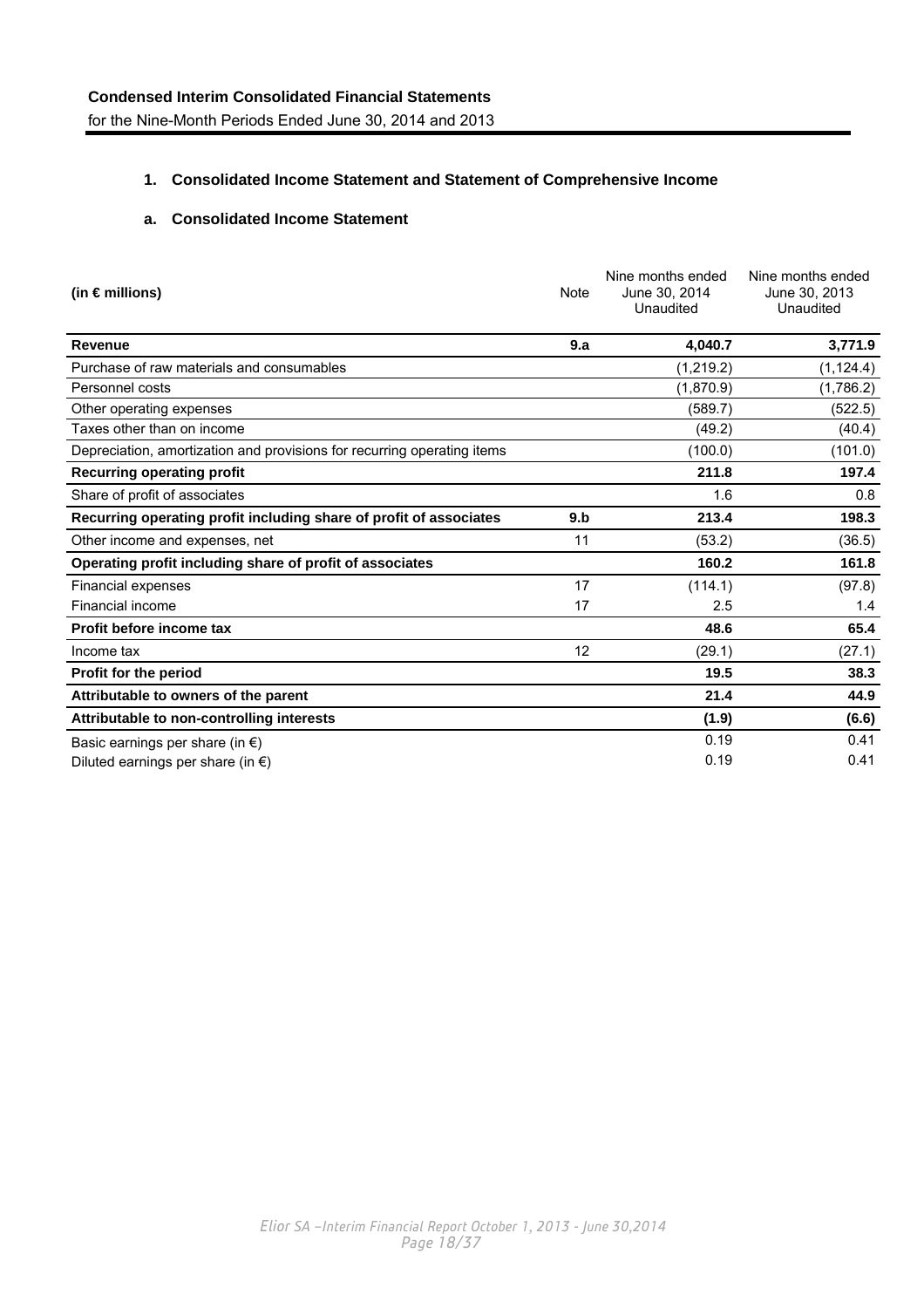**Condensed Interim Consolidated Financial Statements**

for the Nine-Month Periods Ended June 30, 2014 and 2013

## 1. Consolidated Income Statement and Statement of Comprehensive Income

### a. Consolidated Income Statement

| (in € millions) | Note | Nine months ended June 30, 2014 Unaudited | Nine months ended June 30, 2013 Unaudited |
|---|---|---|---|
| **Revenue** | **9.a** | **4,040.7** | **3,771.9** |
| Purchase of raw materials and consumables | | (1,219.2) | (1,124.4) |
| Personnel costs | | (1,870.9) | (1,786.2) |
| Other operating expenses | | (589.7) | (522.5) |
| Taxes other than on income | | (49.2) | (40.4) |
| Depreciation, amortization and provisions for recurring operating items | | (100.0) | (101.0) |
| **Recurring operating profit** | | **211.8** | **197.4** |
| Share of profit of associates | | 1.6 | 0.8 |
| **Recurring operating profit including share of profit of associates** | **9.b** | **213.4** | **198.3** |
| Other income and expenses, net | 11 | (53.2) | (36.5) |
| **Operating profit including share of profit of associates** | | **160.2** | **161.8** |
| Financial expenses | 17 | (114.1) | (97.8) |
| Financial income | 17 | 2.5 | 1.4 |
| **Profit before income tax** | | **48.6** | **65.4** |
| Income tax | 12 | (29.1) | (27.1) |
| **Profit for the period** | | **19.5** | **38.3** |
| **Attributable to owners of the parent** | | **21.4** | **44.9** |
| **Attributable to non-controlling interests** | | **(1.9)** | **(6.6)** |
| Basic earnings per share (in €) | | 0.19 | 0.41 |
| Diluted earnings per share (in €) | | 0.19 | 0.41 |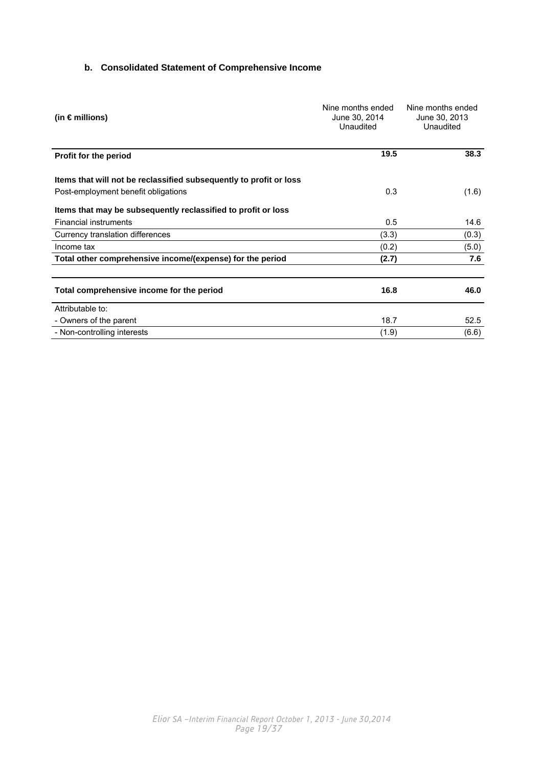### b. Consolidated Statement of Comprehensive Income

| (in € millions) | Nine months ended June 30, 2014 Unaudited | Nine months ended June 30, 2013 Unaudited |
|---|---|---|
| **Profit for the period** | **19.5** | **38.3** |
| **Items that will not be reclassified subsequently to profit or loss** | | |
| Post-employment benefit obligations | 0.3 | (1.6) |
| **Items that may be subsequently reclassified to profit or loss** | | |
| Financial instruments | 0.5 | 14.6 |
| Currency translation differences | (3.3) | (0.3) |
| Income tax | (0.2) | (5.0) |
| **Total other comprehensive income/(expense) for the period** | **(2.7)** | **7.6** |
| **Total comprehensive income for the period** | **16.8** | **46.0** |
| Attributable to: | | |
| - Owners of the parent | 18.7 | 52.5 |
| - Non-controlling interests | (1.9) | (6.6) |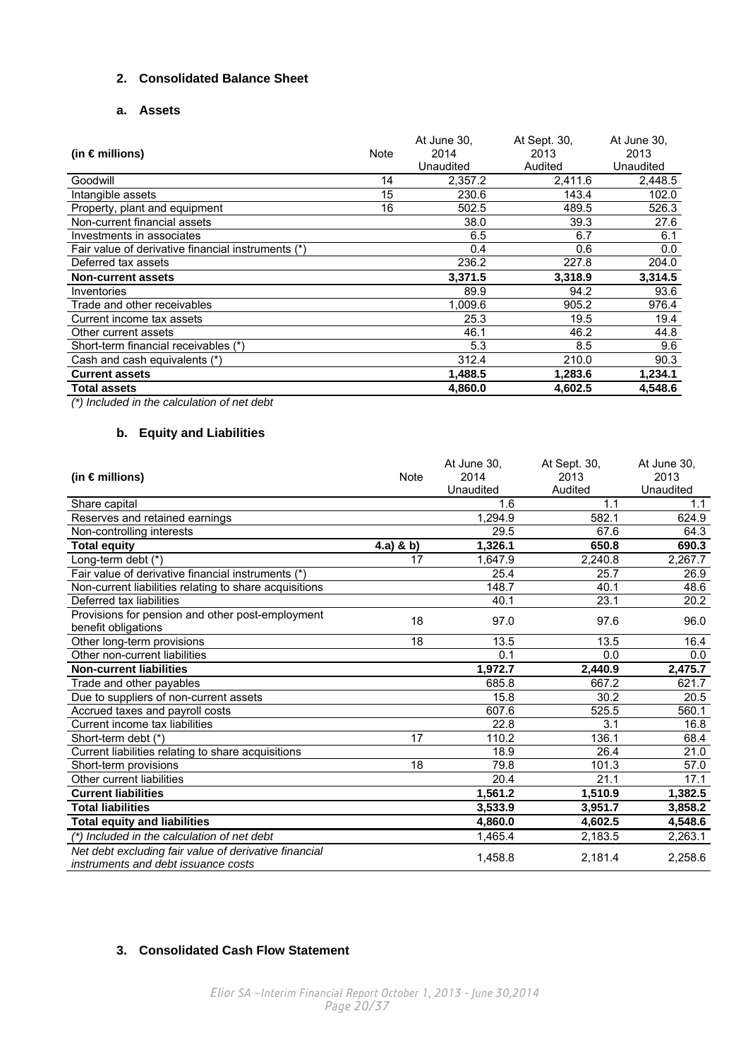## 2. Consolidated Balance Sheet

### a. Assets

| (in € millions) | Note | At June 30, 2014 Unaudited | At Sept. 30, 2013 Audited | At June 30, 2013 Unaudited |
|---|---|---|---|---|
| Goodwill | 14 | 2,357.2 | 2,411.6 | 2,448.5 |
| Intangible assets | 15 | 230.6 | 143.4 | 102.0 |
| Property, plant and equipment | 16 | 502.5 | 489.5 | 526.3 |
| Non-current financial assets | | 38.0 | 39.3 | 27.6 |
| Investments in associates | | 6.5 | 6.7 | 6.1 |
| Fair value of derivative financial instruments (*) | | 0.4 | 0.6 | 0.0 |
| Deferred tax assets | | 236.2 | 227.8 | 204.0 |
| **Non-current assets** | | **3,371.5** | **3,318.9** | **3,314.5** |
| Inventories | | 89.9 | 94.2 | 93.6 |
| Trade and other receivables | | 1,009.6 | 905.2 | 976.4 |
| Current income tax assets | | 25.3 | 19.5 | 19.4 |
| Other current assets | | 46.1 | 46.2 | 44.8 |
| Short-term financial receivables (*) | | 5.3 | 8.5 | 9.6 |
| Cash and cash equivalents (*) | | 312.4 | 210.0 | 90.3 |
| **Current assets** | | **1,488.5** | **1,283.6** | **1,234.1** |
| **Total assets** | | **4,860.0** | **4,602.5** | **4,548.6** |

*(\*) Included in the calculation of net debt*

### b. Equity and Liabilities

| (in € millions) | Note | At June 30, 2014 Unaudited | At Sept. 30, 2013 Audited | At June 30, 2013 Unaudited |
|---|---|---|---|---|
| Share capital | | 1.6 | 1.1 | 1.1 |
| Reserves and retained earnings | | 1,294.9 | 582.1 | 624.9 |
| Non-controlling interests | | 29.5 | 67.6 | 64.3 |
| **Total equity** | **4.a) & b)** | **1,326.1** | **650.8** | **690.3** |
| Long-term debt (*) | 17 | 1,647.9 | 2,240.8 | 2,267.7 |
| Fair value of derivative financial instruments (*) | | 25.4 | 25.7 | 26.9 |
| Non-current liabilities relating to share acquisitions | | 148.7 | 40.1 | 48.6 |
| Deferred tax liabilities | | 40.1 | 23.1 | 20.2 |
| Provisions for pension and other post-employment benefit obligations | 18 | 97.0 | 97.6 | 96.0 |
| Other long-term provisions | 18 | 13.5 | 13.5 | 16.4 |
| Other non-current liabilities | | 0.1 | 0.0 | 0.0 |
| **Non-current liabilities** | | **1,972.7** | **2,440.9** | **2,475.7** |
| Trade and other payables | | 685.8 | 667.2 | 621.7 |
| Due to suppliers of non-current assets | | 15.8 | 30.2 | 20.5 |
| Accrued taxes and payroll costs | | 607.6 | 525.5 | 560.1 |
| Current income tax liabilities | | 22.8 | 3.1 | 16.8 |
| Short-term debt (*) | 17 | 110.2 | 136.1 | 68.4 |
| Current liabilities relating to share acquisitions | | 18.9 | 26.4 | 21.0 |
| Short-term provisions | 18 | 79.8 | 101.3 | 57.0 |
| Other current liabilities | | 20.4 | 21.1 | 17.1 |
| **Current liabilities** | | **1,561.2** | **1,510.9** | **1,382.5** |
| **Total liabilities** | | **3,533.9** | **3,951.7** | **3,858.2** |
| **Total equity and liabilities** | | **4,860.0** | **4,602.5** | **4,548.6** |
| *(\*) Included in the calculation of net debt* | | 1,465.4 | 2,183.5 | 2,263.1 |
| *Net debt excluding fair value of derivative financial instruments and debt issuance costs* | | 1,458.8 | 2,181.4 | 2,258.6 |

## 3. Consolidated Cash Flow Statement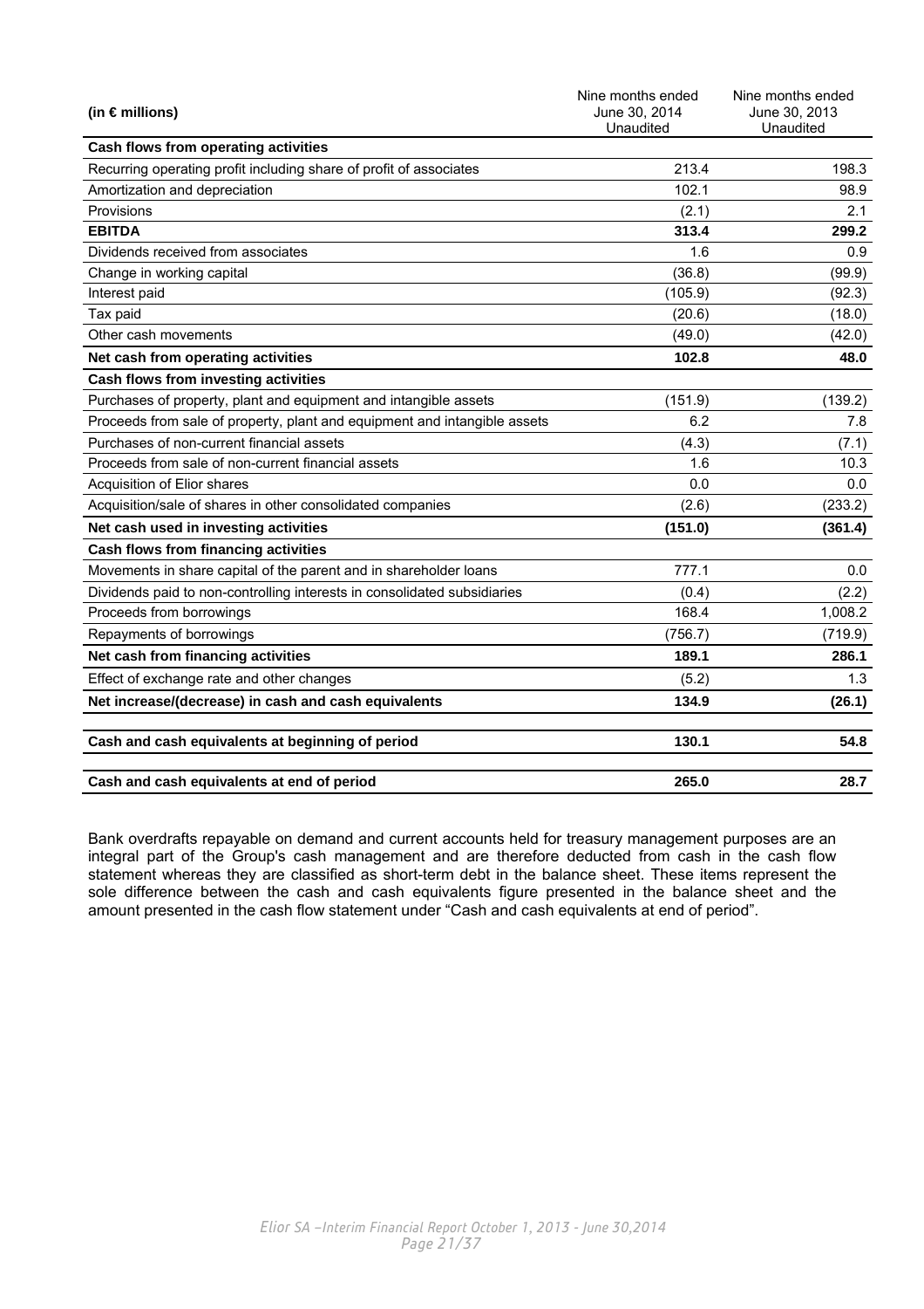| (in € millions) | Nine months ended June 30, 2014 Unaudited | Nine months ended June 30, 2013 Unaudited |
|---|---|---|
| **Cash flows from operating activities** | | |
| Recurring operating profit including share of profit of associates | 213.4 | 198.3 |
| Amortization and depreciation | 102.1 | 98.9 |
| Provisions | (2.1) | 2.1 |
| **EBITDA** | **313.4** | **299.2** |
| Dividends received from associates | 1.6 | 0.9 |
| Change in working capital | (36.8) | (99.9) |
| Interest paid | (105.9) | (92.3) |
| Tax paid | (20.6) | (18.0) |
| Other cash movements | (49.0) | (42.0) |
| **Net cash from operating activities** | **102.8** | **48.0** |
| **Cash flows from investing activities** | | |
| Purchases of property, plant and equipment and intangible assets | (151.9) | (139.2) |
| Proceeds from sale of property, plant and equipment and intangible assets | 6.2 | 7.8 |
| Purchases of non-current financial assets | (4.3) | (7.1) |
| Proceeds from sale of non-current financial assets | 1.6 | 10.3 |
| Acquisition of Elior shares | 0.0 | 0.0 |
| Acquisition/sale of shares in other consolidated companies | (2.6) | (233.2) |
| **Net cash used in investing activities** | **(151.0)** | **(361.4)** |
| **Cash flows from financing activities** | | |
| Movements in share capital of the parent and in shareholder loans | 777.1 | 0.0 |
| Dividends paid to non-controlling interests in consolidated subsidiaries | (0.4) | (2.2) |
| Proceeds from borrowings | 168.4 | 1,008.2 |
| Repayments of borrowings | (756.7) | (719.9) |
| **Net cash from financing activities** | **189.1** | **286.1** |
| Effect of exchange rate and other changes | (5.2) | 1.3 |
| **Net increase/(decrease) in cash and cash equivalents** | **134.9** | **(26.1)** |
| **Cash and cash equivalents at beginning of period** | **130.1** | **54.8** |
| **Cash and cash equivalents at end of period** | **265.0** | **28.7** |

Bank overdrafts repayable on demand and current accounts held for treasury management purposes are an integral part of the Group's cash management and are therefore deducted from cash in the cash flow statement whereas they are classified as short-term debt in the balance sheet. These items represent the sole difference between the cash and cash equivalents figure presented in the balance sheet and the amount presented in the cash flow statement under "Cash and cash equivalents at end of period".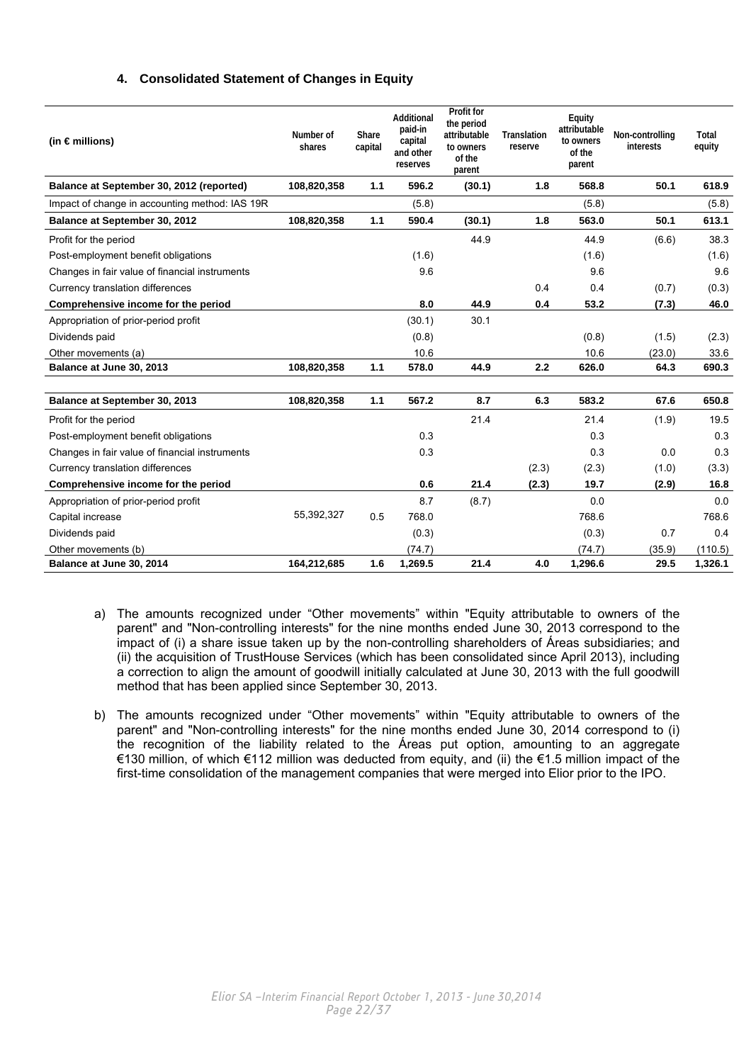### 4. Consolidated Statement of Changes in Equity

| (in € millions) | Number of shares | Share capital | Additional paid-in capital and other reserves | Profit for the period attributable to owners of the parent | Translation reserve | Equity attributable to owners of the parent | Non-controlling interests | Total equity |
|---|---|---|---|---|---|---|---|---|
| **Balance at September 30, 2012 (reported)** | **108,820,358** | **1.1** | **596.2** | **(30.1)** | **1.8** | **568.8** | **50.1** | **618.9** |
| Impact of change in accounting method: IAS 19R | | | (5.8) | | | (5.8) | | (5.8) |
| **Balance at September 30, 2012** | **108,820,358** | **1.1** | **590.4** | **(30.1)** | **1.8** | **563.0** | **50.1** | **613.1** |
| Profit for the period | | | | 44.9 | | 44.9 | (6.6) | 38.3 |
| Post-employment benefit obligations | | | (1.6) | | | (1.6) | | (1.6) |
| Changes in fair value of financial instruments | | | 9.6 | | | 9.6 | | 9.6 |
| Currency translation differences | | | | | 0.4 | 0.4 | (0.7) | (0.3) |
| **Comprehensive income for the period** | | | **8.0** | **44.9** | **0.4** | **53.2** | **(7.3)** | **46.0** |
| Appropriation of prior-period profit | | | (30.1) | 30.1 | | | | |
| Dividends paid | | | (0.8) | | | (0.8) | (1.5) | (2.3) |
| Other movements (a) | | | 10.6 | | | 10.6 | (23.0) | 33.6 |
| **Balance at June 30, 2013** | **108,820,358** | **1.1** | **578.0** | **44.9** | **2.2** | **626.0** | **64.3** | **690.3** |
| | | | | | | | | |
| **Balance at September 30, 2013** | **108,820,358** | **1.1** | **567.2** | **8.7** | **6.3** | **583.2** | **67.6** | **650.8** |
| Profit for the period | | | | 21.4 | | 21.4 | (1.9) | 19.5 |
| Post-employment benefit obligations | | | 0.3 | | | 0.3 | | 0.3 |
| Changes in fair value of financial instruments | | | 0.3 | | | 0.3 | 0.0 | 0.3 |
| Currency translation differences | | | | | (2.3) | (2.3) | (1.0) | (3.3) |
| **Comprehensive income for the period** | | | **0.6** | **21.4** | **(2.3)** | **19.7** | **(2.9)** | **16.8** |
| Appropriation of prior-period profit | | | 8.7 | (8.7) | | 0.0 | | 0.0 |
| Capital increase | 55,392,327 | 0.5 | 768.0 | | | 768.6 | | 768.6 |
| Dividends paid | | | (0.3) | | | (0.3) | 0.7 | 0.4 |
| Other movements (b) | | | (74.7) | | | (74.7) | (35.9) | (110.5) |
| **Balance at June 30, 2014** | **164,212,685** | **1.6** | **1,269.5** | **21.4** | **4.0** | **1,296.6** | **29.5** | **1,326.1** |

a) The amounts recognized under "Other movements" within "Equity attributable to owners of the parent" and "Non-controlling interests" for the nine months ended June 30, 2013 correspond to the impact of (i) a share issue taken up by the non-controlling shareholders of Áreas subsidiaries; and (ii) the acquisition of TrustHouse Services (which has been consolidated since April 2013), including a correction to align the amount of goodwill initially calculated at June 30, 2013 with the full goodwill method that has been applied since September 30, 2013.

b) The amounts recognized under "Other movements" within "Equity attributable to owners of the parent" and "Non-controlling interests" for the nine months ended June 30, 2014 correspond to (i) the recognition of the liability related to the Áreas put option, amounting to an aggregate €130 million, of which €112 million was deducted from equity, and (ii) the €1.5 million impact of the first-time consolidation of the management companies that were merged into Elior prior to the IPO.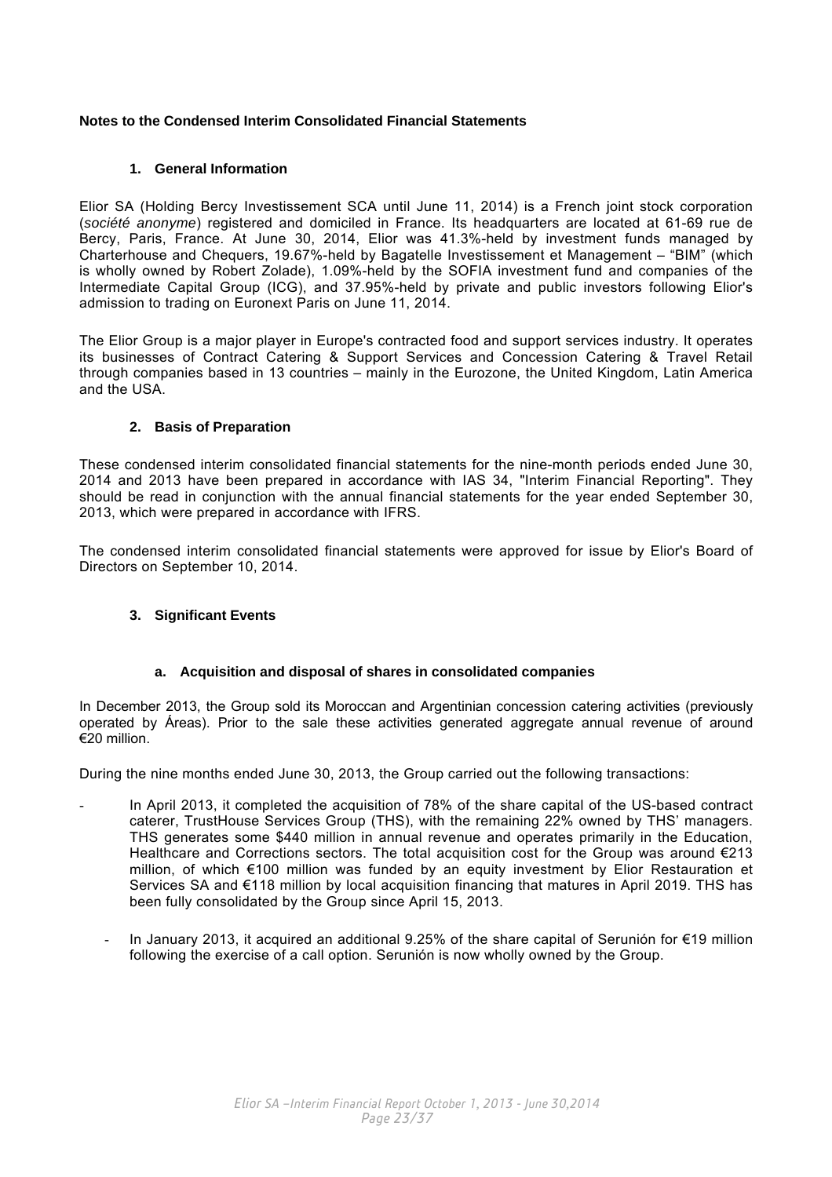# Notes to the Condensed Interim Consolidated Financial Statements

## 1. General Information

Elior SA (Holding Bercy Investissement SCA until June 11, 2014) is a French joint stock corporation (*société anonyme*) registered and domiciled in France. Its headquarters are located at 61-69 rue de Bercy, Paris, France. At June 30, 2014, Elior was 41.3%-held by investment funds managed by Charterhouse and Chequers, 19.67%-held by Bagatelle Investissement et Management – "BIM" (which is wholly owned by Robert Zolade), 1.09%-held by the SOFIA investment fund and companies of the Intermediate Capital Group (ICG), and 37.95%-held by private and public investors following Elior's admission to trading on Euronext Paris on June 11, 2014.

The Elior Group is a major player in Europe's contracted food and support services industry. It operates its businesses of Contract Catering & Support Services and Concession Catering & Travel Retail through companies based in 13 countries – mainly in the Eurozone, the United Kingdom, Latin America and the USA.

## 2. Basis of Preparation

These condensed interim consolidated financial statements for the nine-month periods ended June 30, 2014 and 2013 have been prepared in accordance with IAS 34, "Interim Financial Reporting". They should be read in conjunction with the annual financial statements for the year ended September 30, 2013, which were prepared in accordance with IFRS.

The condensed interim consolidated financial statements were approved for issue by Elior's Board of Directors on September 10, 2014.

## 3. Significant Events

### a. Acquisition and disposal of shares in consolidated companies

In December 2013, the Group sold its Moroccan and Argentinian concession catering activities (previously operated by Áreas). Prior to the sale these activities generated aggregate annual revenue of around €20 million.

During the nine months ended June 30, 2013, the Group carried out the following transactions:

- In April 2013, it completed the acquisition of 78% of the share capital of the US-based contract caterer, TrustHouse Services Group (THS), with the remaining 22% owned by THS' managers. THS generates some $440 million in annual revenue and operates primarily in the Education, Healthcare and Corrections sectors. The total acquisition cost for the Group was around €213 million, of which €100 million was funded by an equity investment by Elior Restauration et Services SA and €118 million by local acquisition financing that matures in April 2019. THS has been fully consolidated by the Group since April 15, 2013.
- In January 2013, it acquired an additional 9.25% of the share capital of Serunión for €19 million following the exercise of a call option. Serunión is now wholly owned by the Group.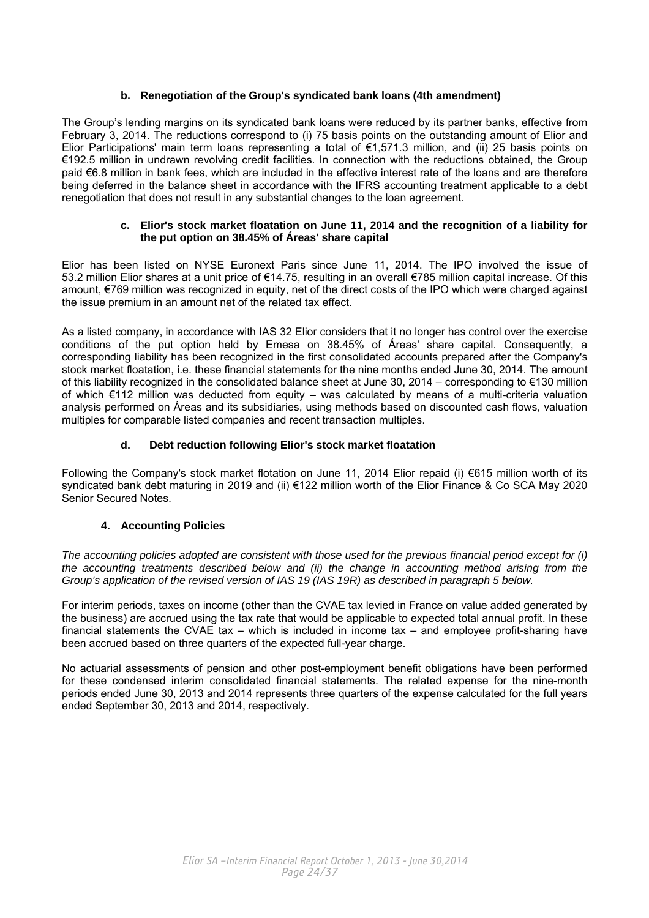### b. Renegotiation of the Group's syndicated bank loans (4th amendment)

The Group's lending margins on its syndicated bank loans were reduced by its partner banks, effective from February 3, 2014. The reductions correspond to (i) 75 basis points on the outstanding amount of Elior and Elior Participations' main term loans representing a total of €1,571.3 million, and (ii) 25 basis points on €192.5 million in undrawn revolving credit facilities. In connection with the reductions obtained, the Group paid €6.8 million in bank fees, which are included in the effective interest rate of the loans and are therefore being deferred in the balance sheet in accordance with the IFRS accounting treatment applicable to a debt renegotiation that does not result in any substantial changes to the loan agreement.

### c. Elior's stock market floatation on June 11, 2014 and the recognition of a liability for the put option on 38.45% of Áreas' share capital

Elior has been listed on NYSE Euronext Paris since June 11, 2014. The IPO involved the issue of 53.2 million Elior shares at a unit price of €14.75, resulting in an overall €785 million capital increase. Of this amount, €769 million was recognized in equity, net of the direct costs of the IPO which were charged against the issue premium in an amount net of the related tax effect.

As a listed company, in accordance with IAS 32 Elior considers that it no longer has control over the exercise conditions of the put option held by Emesa on 38.45% of Áreas' share capital. Consequently, a corresponding liability has been recognized in the first consolidated accounts prepared after the Company's stock market floatation, i.e. these financial statements for the nine months ended June 30, 2014. The amount of this liability recognized in the consolidated balance sheet at June 30, 2014 – corresponding to €130 million of which €112 million was deducted from equity – was calculated by means of a multi-criteria valuation analysis performed on Áreas and its subsidiaries, using methods based on discounted cash flows, valuation multiples for comparable listed companies and recent transaction multiples.

### d. Debt reduction following Elior's stock market floatation

Following the Company's stock market flotation on June 11, 2014 Elior repaid (i) €615 million worth of its syndicated bank debt maturing in 2019 and (ii) €122 million worth of the Elior Finance & Co SCA May 2020 Senior Secured Notes.

## 4. Accounting Policies

*The accounting policies adopted are consistent with those used for the previous financial period except for (i) the accounting treatments described below and (ii) the change in accounting method arising from the Group's application of the revised version of IAS 19 (IAS 19R) as described in paragraph 5 below.*

For interim periods, taxes on income (other than the CVAE tax levied in France on value added generated by the business) are accrued using the tax rate that would be applicable to expected total annual profit. In these financial statements the CVAE tax – which is included in income tax – and employee profit-sharing have been accrued based on three quarters of the expected full-year charge.

No actuarial assessments of pension and other post-employment benefit obligations have been performed for these condensed interim consolidated financial statements. The related expense for the nine-month periods ended June 30, 2013 and 2014 represents three quarters of the expense calculated for the full years ended September 30, 2013 and 2014, respectively.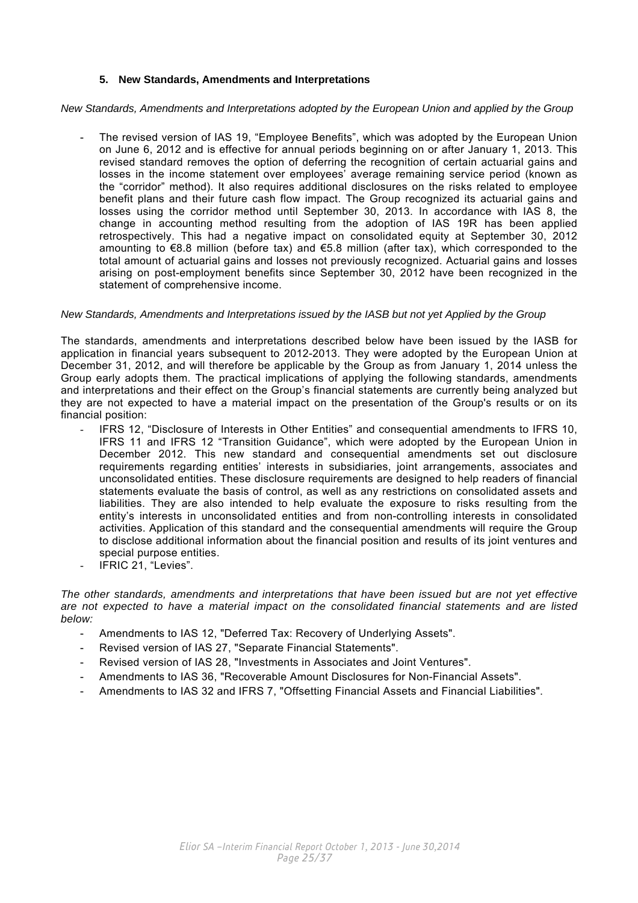## 5. New Standards, Amendments and Interpretations

*New Standards, Amendments and Interpretations adopted by the European Union and applied by the Group*

- The revised version of IAS 19, "Employee Benefits", which was adopted by the European Union on June 6, 2012 and is effective for annual periods beginning on or after January 1, 2013. This revised standard removes the option of deferring the recognition of certain actuarial gains and losses in the income statement over employees' average remaining service period (known as the "corridor" method). It also requires additional disclosures on the risks related to employee benefit plans and their future cash flow impact. The Group recognized its actuarial gains and losses using the corridor method until September 30, 2013. In accordance with IAS 8, the change in accounting method resulting from the adoption of IAS 19R has been applied retrospectively. This had a negative impact on consolidated equity at September 30, 2012 amounting to €8.8 million (before tax) and €5.8 million (after tax), which corresponded to the total amount of actuarial gains and losses not previously recognized. Actuarial gains and losses arising on post-employment benefits since September 30, 2012 have been recognized in the statement of comprehensive income.

*New Standards, Amendments and Interpretations issued by the IASB but not yet Applied by the Group*

The standards, amendments and interpretations described below have been issued by the IASB for application in financial years subsequent to 2012-2013. They were adopted by the European Union at December 31, 2012, and will therefore be applicable by the Group as from January 1, 2014 unless the Group early adopts them. The practical implications of applying the following standards, amendments and interpretations and their effect on the Group's financial statements are currently being analyzed but they are not expected to have a material impact on the presentation of the Group's results or on its financial position:

- IFRS 12, "Disclosure of Interests in Other Entities" and consequential amendments to IFRS 10, IFRS 11 and IFRS 12 "Transition Guidance", which were adopted by the European Union in December 2012. This new standard and consequential amendments set out disclosure requirements regarding entities' interests in subsidiaries, joint arrangements, associates and unconsolidated entities. These disclosure requirements are designed to help readers of financial statements evaluate the basis of control, as well as any restrictions on consolidated assets and liabilities. They are also intended to help evaluate the exposure to risks resulting from the entity's interests in unconsolidated entities and from non-controlling interests in consolidated activities. Application of this standard and the consequential amendments will require the Group to disclose additional information about the financial position and results of its joint ventures and special purpose entities.
- IFRIC 21, "Levies".

*The other standards, amendments and interpretations that have been issued but are not yet effective are not expected to have a material impact on the consolidated financial statements and are listed below:*

- Amendments to IAS 12, "Deferred Tax: Recovery of Underlying Assets".
- Revised version of IAS 27, "Separate Financial Statements".
- Revised version of IAS 28, "Investments in Associates and Joint Ventures".
- Amendments to IAS 36, "Recoverable Amount Disclosures for Non-Financial Assets".
- Amendments to IAS 32 and IFRS 7, "Offsetting Financial Assets and Financial Liabilities".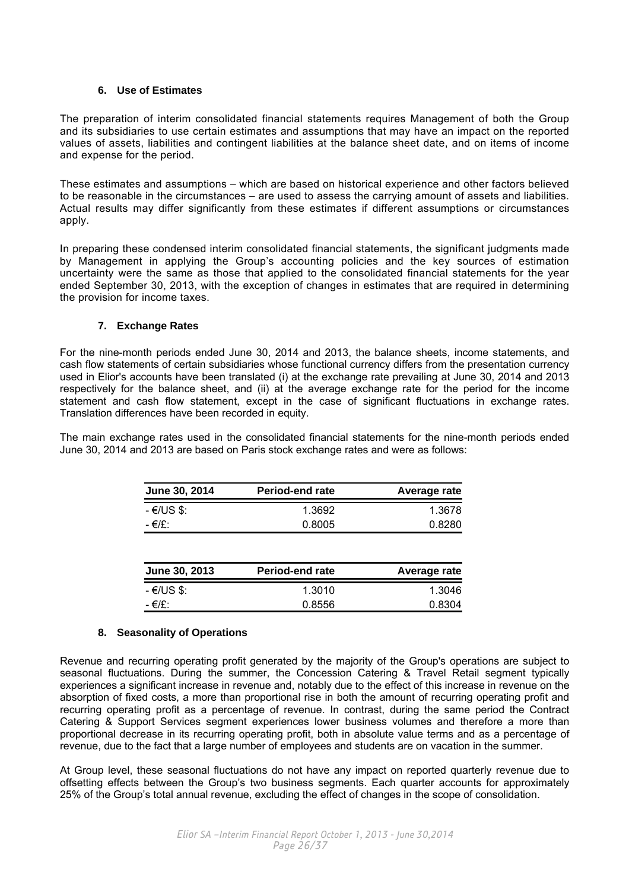### 6. Use of Estimates

The preparation of interim consolidated financial statements requires Management of both the Group and its subsidiaries to use certain estimates and assumptions that may have an impact on the reported values of assets, liabilities and contingent liabilities at the balance sheet date, and on items of income and expense for the period.

These estimates and assumptions – which are based on historical experience and other factors believed to be reasonable in the circumstances – are used to assess the carrying amount of assets and liabilities. Actual results may differ significantly from these estimates if different assumptions or circumstances apply.

In preparing these condensed interim consolidated financial statements, the significant judgments made by Management in applying the Group's accounting policies and the key sources of estimation uncertainty were the same as those that applied to the consolidated financial statements for the year ended September 30, 2013, with the exception of changes in estimates that are required in determining the provision for income taxes.

### 7. Exchange Rates

For the nine-month periods ended June 30, 2014 and 2013, the balance sheets, income statements, and cash flow statements of certain subsidiaries whose functional currency differs from the presentation currency used in Elior's accounts have been translated (i) at the exchange rate prevailing at June 30, 2014 and 2013 respectively for the balance sheet, and (ii) at the average exchange rate for the period for the income statement and cash flow statement, except in the case of significant fluctuations in exchange rates. Translation differences have been recorded in equity.

The main exchange rates used in the consolidated financial statements for the nine-month periods ended June 30, 2014 and 2013 are based on Paris stock exchange rates and were as follows:

| June 30, 2014 | Period-end rate | Average rate |
|---|---|---|
| - €/US $: | 1.3692 | 1.3678 |
| - €/£: | 0.8005 | 0.8280 |

| June 30, 2013 | Period-end rate | Average rate |
|---|---|---|
| - €/US $: | 1.3010 | 1.3046 |
| - €/£: | 0.8556 | 0.8304 |

### 8. Seasonality of Operations

Revenue and recurring operating profit generated by the majority of the Group's operations are subject to seasonal fluctuations. During the summer, the Concession Catering & Travel Retail segment typically experiences a significant increase in revenue and, notably due to the effect of this increase in revenue on the absorption of fixed costs, a more than proportional rise in both the amount of recurring operating profit and recurring operating profit as a percentage of revenue. In contrast, during the same period the Contract Catering & Support Services segment experiences lower business volumes and therefore a more than proportional decrease in its recurring operating profit, both in absolute value terms and as a percentage of revenue, due to the fact that a large number of employees and students are on vacation in the summer.

At Group level, these seasonal fluctuations do not have any impact on reported quarterly revenue due to offsetting effects between the Group's two business segments. Each quarter accounts for approximately 25% of the Group's total annual revenue, excluding the effect of changes in the scope of consolidation.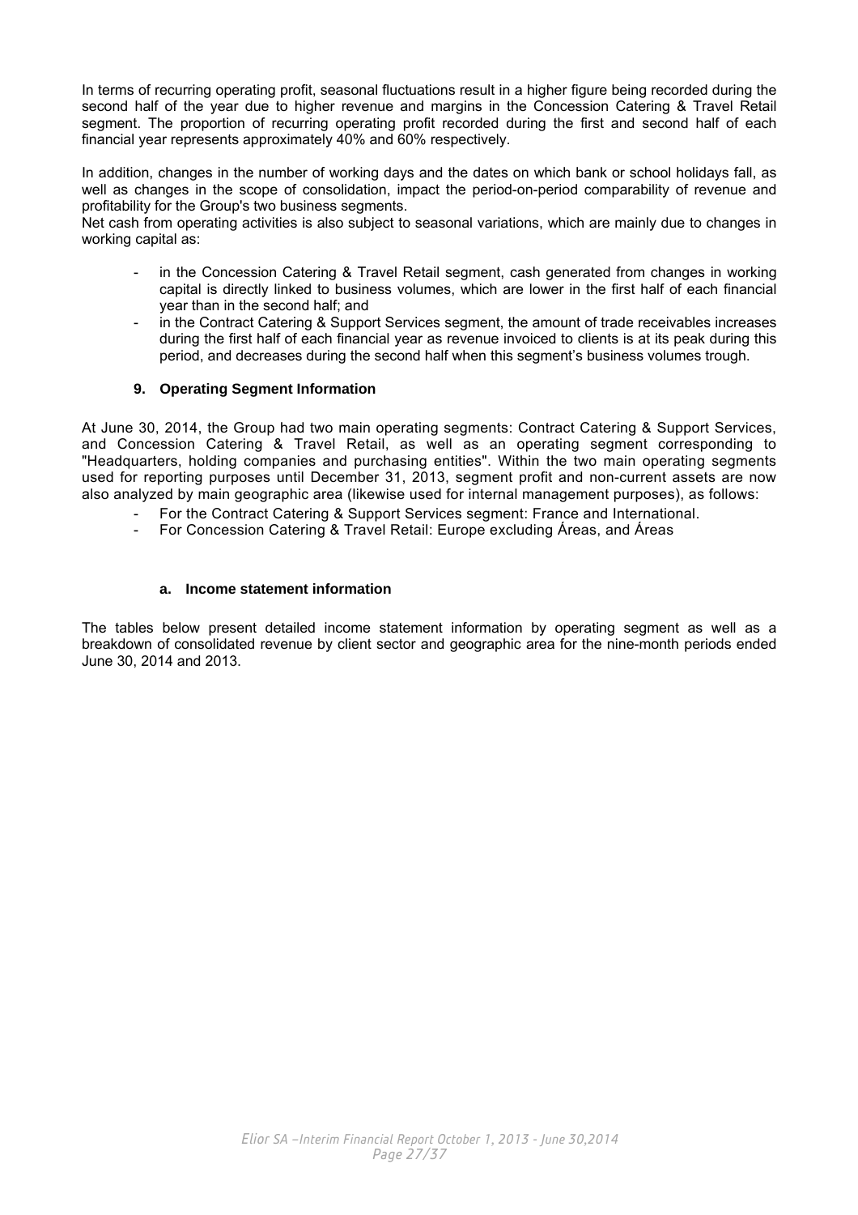In terms of recurring operating profit, seasonal fluctuations result in a higher figure being recorded during the second half of the year due to higher revenue and margins in the Concession Catering & Travel Retail segment. The proportion of recurring operating profit recorded during the first and second half of each financial year represents approximately 40% and 60% respectively.

In addition, changes in the number of working days and the dates on which bank or school holidays fall, as well as changes in the scope of consolidation, impact the period-on-period comparability of revenue and profitability for the Group's two business segments.

Net cash from operating activities is also subject to seasonal variations, which are mainly due to changes in working capital as:

- in the Concession Catering & Travel Retail segment, cash generated from changes in working capital is directly linked to business volumes, which are lower in the first half of each financial year than in the second half; and
- in the Contract Catering & Support Services segment, the amount of trade receivables increases during the first half of each financial year as revenue invoiced to clients is at its peak during this period, and decreases during the second half when this segment's business volumes trough.

## 9. Operating Segment Information

At June 30, 2014, the Group had two main operating segments: Contract Catering & Support Services, and Concession Catering & Travel Retail, as well as an operating segment corresponding to "Headquarters, holding companies and purchasing entities". Within the two main operating segments used for reporting purposes until December 31, 2013, segment profit and non-current assets are now also analyzed by main geographic area (likewise used for internal management purposes), as follows:

- For the Contract Catering & Support Services segment: France and International.
- For Concession Catering & Travel Retail: Europe excluding Áreas, and Áreas

### a. Income statement information

The tables below present detailed income statement information by operating segment as well as a breakdown of consolidated revenue by client sector and geographic area for the nine-month periods ended June 30, 2014 and 2013.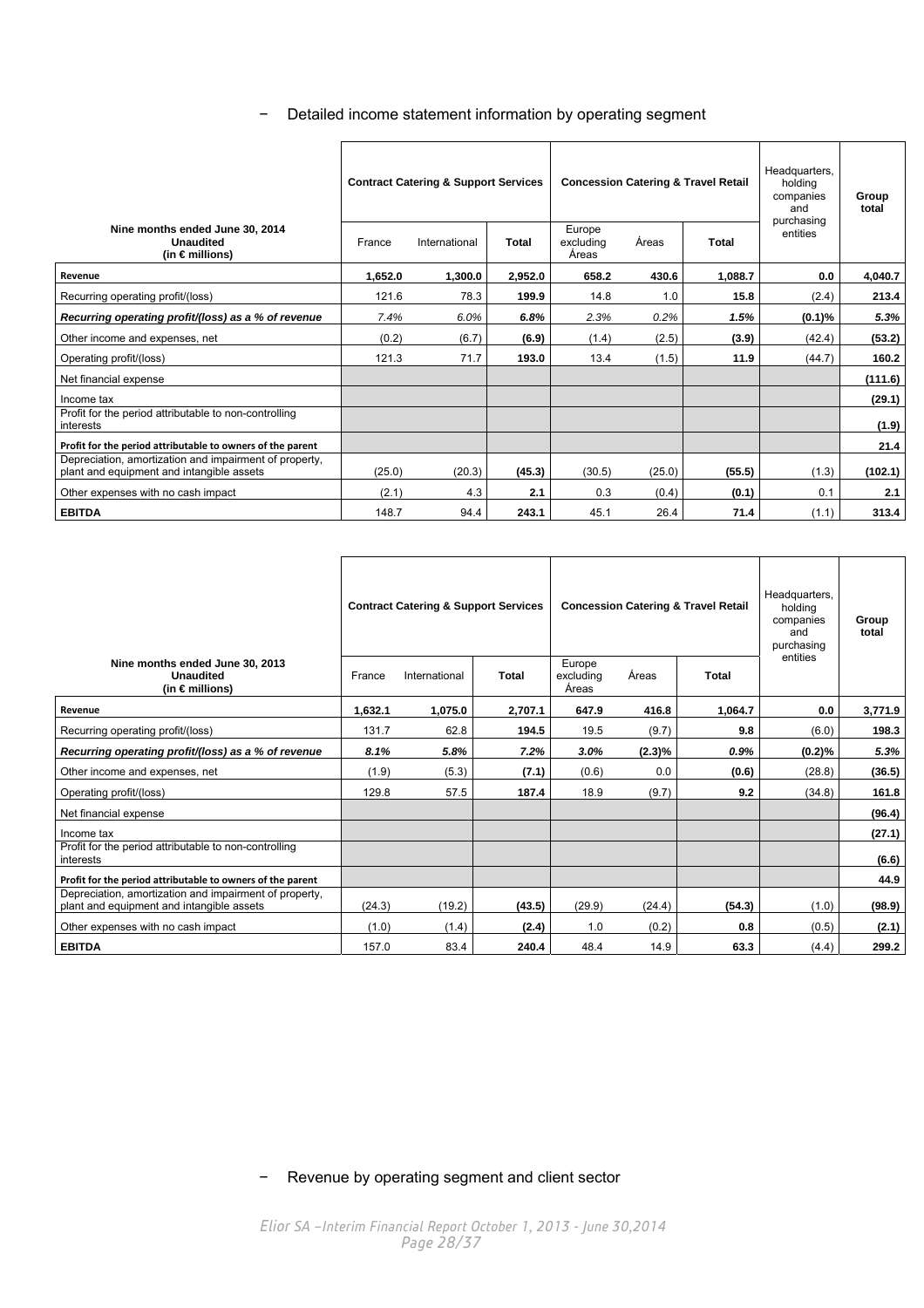− Detailed income statement information by operating segment

| Nine months ended June 30, 2014 Unaudited (in € millions) | Contract Catering & Support Services | | | Concession Catering & Travel Retail | | | Headquarters, holding companies and purchasing entities | Group total |
|---|---|---|---|---|---|---|---|---|
| | France | International | Total | Europe excluding Áreas | Áreas | Total | | |
| **Revenue** | **1,652.0** | **1,300.0** | **2,952.0** | **658.2** | **430.6** | **1,088.7** | **0.0** | **4,040.7** |
| Recurring operating profit/(loss) | 121.6 | 78.3 | **199.9** | 14.8 | 1.0 | **15.8** | (2.4) | **213.4** |
| ***Recurring operating profit/(loss) as a % of revenue*** | *7.4%* | *6.0%* | ***6.8%*** | *2.3%* | *0.2%* | ***1.5%*** | ***(0.1)%*** | ***5.3%*** |
| Other income and expenses, net | (0.2) | (6.7) | **(6.9)** | (1.4) | (2.5) | **(3.9)** | (42.4) | **(53.2)** |
| Operating profit/(loss) | 121.3 | 71.7 | **193.0** | 13.4 | (1.5) | **11.9** | (44.7) | **160.2** |
| Net financial expense | | | | | | | | **(111.6)** |
| Income tax | | | | | | | | **(29.1)** |
| Profit for the period attributable to non-controlling interests | | | | | | | | **(1.9)** |
| **Profit for the period attributable to owners of the parent** | | | | | | | | **21.4** |
| Depreciation, amortization and impairment of property, plant and equipment and intangible assets | (25.0) | (20.3) | **(45.3)** | (30.5) | (25.0) | **(55.5)** | (1.3) | **(102.1)** |
| Other expenses with no cash impact | (2.1) | 4.3 | **2.1** | 0.3 | (0.4) | **(0.1)** | 0.1 | **2.1** |
| **EBITDA** | 148.7 | 94.4 | **243.1** | 45.1 | 26.4 | **71.4** | (1.1) | **313.4** |

| Nine months ended June 30, 2013 Unaudited (in € millions) | Contract Catering & Support Services | | | Concession Catering & Travel Retail | | | Headquarters, holding companies and purchasing entities | Group total |
|---|---|---|---|---|---|---|---|---|
| | France | International | Total | Europe excluding Áreas | Áreas | Total | | |
| **Revenue** | **1,632.1** | **1,075.0** | **2,707.1** | **647.9** | **416.8** | **1,064.7** | **0.0** | **3,771.9** |
| Recurring operating profit/(loss) | 131.7 | 62.8 | **194.5** | 19.5 | (9.7) | **9.8** | (6.0) | **198.3** |
| ***Recurring operating profit/(loss) as a % of revenue*** | ***8.1%*** | ***5.8%*** | ***7.2%*** | ***3.0%*** | ***(2.3)%*** | ***0.9%*** | ***(0.2)%*** | ***5.3%*** |
| Other income and expenses, net | (1.9) | (5.3) | **(7.1)** | (0.6) | 0.0 | **(0.6)** | (28.8) | **(36.5)** |
| Operating profit/(loss) | 129.8 | 57.5 | **187.4** | 18.9 | (9.7) | **9.2** | (34.8) | **161.8** |
| Net financial expense | | | | | | | | **(96.4)** |
| Income tax | | | | | | | | **(27.1)** |
| Profit for the period attributable to non-controlling interests | | | | | | | | **(6.6)** |
| **Profit for the period attributable to owners of the parent** | | | | | | | | **44.9** |
| Depreciation, amortization and impairment of property, plant and equipment and intangible assets | (24.3) | (19.2) | **(43.5)** | (29.9) | (24.4) | **(54.3)** | (1.0) | **(98.9)** |
| Other expenses with no cash impact | (1.0) | (1.4) | **(2.4)** | 1.0 | (0.2) | **0.8** | (0.5) | **(2.1)** |
| **EBITDA** | 157.0 | 83.4 | **240.4** | 48.4 | 14.9 | **63.3** | (4.4) | **299.2** |

− Revenue by operating segment and client sector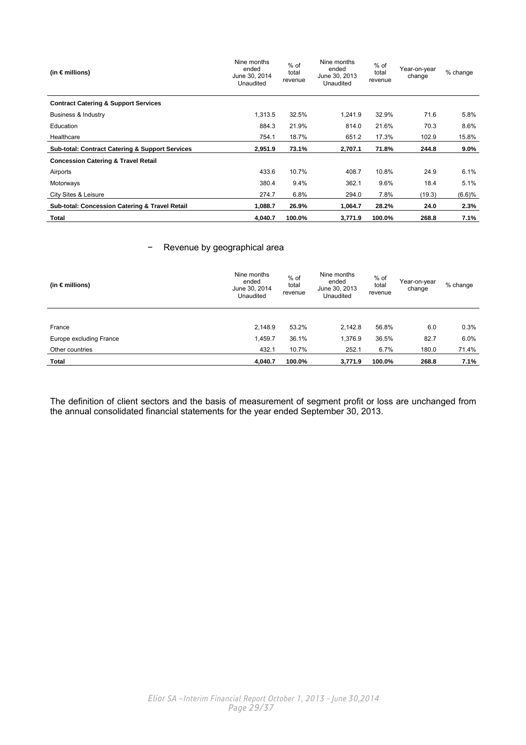| (in € millions) | Nine months ended June 30, 2014 Unaudited | % of total revenue | Nine months ended June 30, 2013 Unaudited | % of total revenue | Year-on-year change | % change |
|---|---|---|---|---|---|---|
| **Contract Catering & Support Services** | | | | | | |
| Business & Industry | 1,313.5 | 32.5% | 1,241.9 | 32.9% | 71.6 | 5.8% |
| Education | 884.3 | 21.9% | 814.0 | 21.6% | 70.3 | 8.6% |
| Healthcare | 754.1 | 18.7% | 651.2 | 17.3% | 102.9 | 15.8% |
| **Sub-total: Contract Catering & Support Services** | **2,951.9** | **73.1%** | **2,707.1** | **71.8%** | **244.8** | **9.0%** |
| **Concession Catering & Travel Retail** | | | | | | |
| Airports | 433.6 | 10.7% | 408.7 | 10.8% | 24.9 | 6.1% |
| Motorways | 380.4 | 9.4% | 362.1 | 9.6% | 18.4 | 5.1% |
| City Sites & Leisure | 274.7 | 6.8% | 294.0 | 7.8% | (19.3) | (6.6)% |
| **Sub-total: Concession Catering & Travel Retail** | **1,088.7** | **26.9%** | **1,064.7** | **28.2%** | **24.0** | **2.3%** |
| **Total** | **4,040.7** | **100.0%** | **3,771.9** | **100.0%** | **268.8** | **7.1%** |

− Revenue by geographical area

| (in € millions) | Nine months ended June 30, 2014 Unaudited | % of total revenue | Nine months ended June 30, 2013 Unaudited | % of total revenue | Year-on-year change | % change |
|---|---|---|---|---|---|---|
| France | 2,148.9 | 53.2% | 2,142.8 | 56.8% | 6.0 | 0.3% |
| Europe excluding France | 1,459.7 | 36.1% | 1,376.9 | 36.5% | 82.7 | 6.0% |
| Other countries | 432.1 | 10.7% | 252.1 | 6.7% | 180.0 | 71.4% |
| **Total** | **4,040.7** | **100.0%** | **3,771.9** | **100.0%** | **268.8** | **7.1%** |

The definition of client sectors and the basis of measurement of segment profit or loss are unchanged from the annual consolidated financial statements for the year ended September 30, 2013.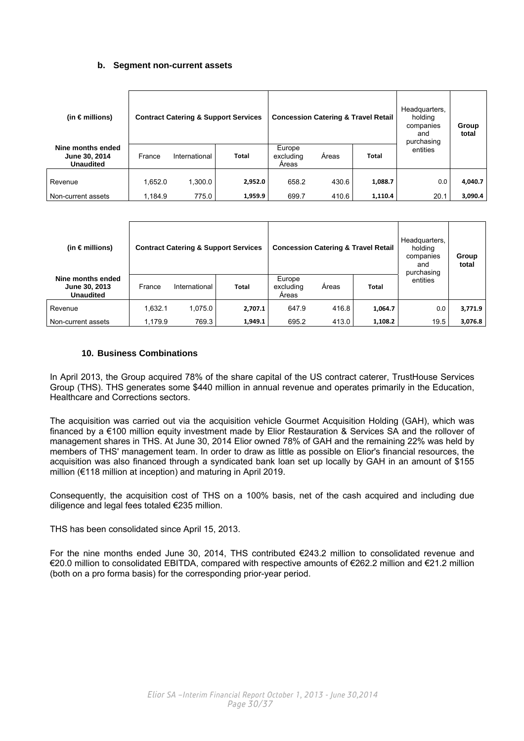### b. Segment non-current assets

| (in € millions) | Contract Catering & Support Services | | | Concession Catering & Travel Retail | | | Headquarters, holding companies and purchasing entities | Group total |
|---|---|---|---|---|---|---|---|---|
| Nine months ended June 30, 2014 Unaudited | France | International | Total | Europe excluding Áreas | Áreas | Total | | |
| Revenue | 1,652.0 | 1,300.0 | 2,952.0 | 658.2 | 430.6 | 1,088.7 | 0.0 | 4,040.7 |
| Non-current assets | 1,184.9 | 775.0 | 1,959.9 | 699.7 | 410.6 | 1,110.4 | 20.1 | 3,090.4 |

| (in € millions) | Contract Catering & Support Services | | | Concession Catering & Travel Retail | | | Headquarters, holding companies and purchasing entities | Group total |
|---|---|---|---|---|---|---|---|---|
| Nine months ended June 30, 2013 Unaudited | France | International | Total | Europe excluding Áreas | Áreas | Total | | |
| Revenue | 1,632.1 | 1,075.0 | 2,707.1 | 647.9 | 416.8 | 1,064.7 | 0.0 | 3,771.9 |
| Non-current assets | 1,179.9 | 769.3 | 1,949.1 | 695.2 | 413.0 | 1,108.2 | 19.5 | 3,076.8 |

## 10. Business Combinations

In April 2013, the Group acquired 78% of the share capital of the US contract caterer, TrustHouse Services Group (THS). THS generates some $440 million in annual revenue and operates primarily in the Education, Healthcare and Corrections sectors.

The acquisition was carried out via the acquisition vehicle Gourmet Acquisition Holding (GAH), which was financed by a €100 million equity investment made by Elior Restauration & Services SA and the rollover of management shares in THS. At June 30, 2014 Elior owned 78% of GAH and the remaining 22% was held by members of THS' management team. In order to draw as little as possible on Elior's financial resources, the acquisition was also financed through a syndicated bank loan set up locally by GAH in an amount of $155 million (€118 million at inception) and maturing in April 2019.

Consequently, the acquisition cost of THS on a 100% basis, net of the cash acquired and including due diligence and legal fees totaled €235 million.

THS has been consolidated since April 15, 2013.

For the nine months ended June 30, 2014, THS contributed €243.2 million to consolidated revenue and €20.0 million to consolidated EBITDA, compared with respective amounts of €262.2 million and €21.2 million (both on a pro forma basis) for the corresponding prior-year period.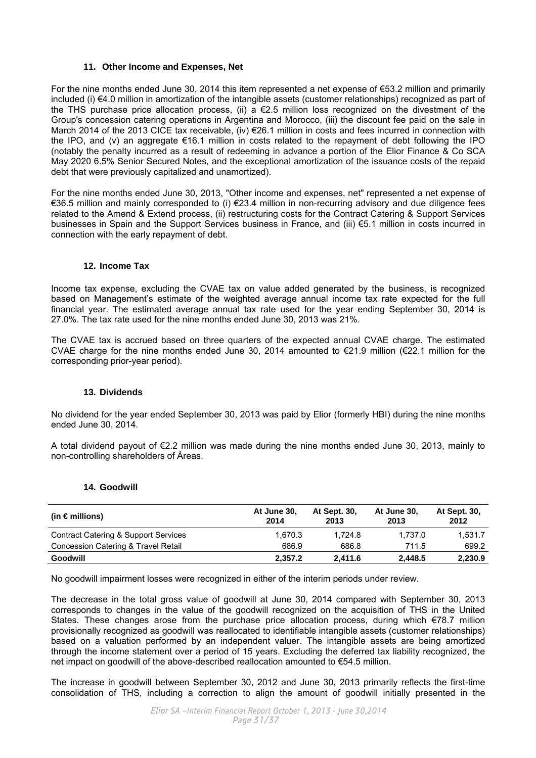### 11. Other Income and Expenses, Net

For the nine months ended June 30, 2014 this item represented a net expense of €53.2 million and primarily included (i) €4.0 million in amortization of the intangible assets (customer relationships) recognized as part of the THS purchase price allocation process, (ii) a €2.5 million loss recognized on the divestment of the Group's concession catering operations in Argentina and Morocco, (iii) the discount fee paid on the sale in March 2014 of the 2013 CICE tax receivable, (iv) €26.1 million in costs and fees incurred in connection with the IPO, and (v) an aggregate €16.1 million in costs related to the repayment of debt following the IPO (notably the penalty incurred as a result of redeeming in advance a portion of the Elior Finance & Co SCA May 2020 6.5% Senior Secured Notes, and the exceptional amortization of the issuance costs of the repaid debt that were previously capitalized and unamortized).

For the nine months ended June 30, 2013, "Other income and expenses, net" represented a net expense of €36.5 million and mainly corresponded to (i) €23.4 million in non-recurring advisory and due diligence fees related to the Amend & Extend process, (ii) restructuring costs for the Contract Catering & Support Services businesses in Spain and the Support Services business in France, and (iii) €5.1 million in costs incurred in connection with the early repayment of debt.

### 12. Income Tax

Income tax expense, excluding the CVAE tax on value added generated by the business, is recognized based on Management's estimate of the weighted average annual income tax rate expected for the full financial year. The estimated average annual tax rate used for the year ending September 30, 2014 is 27.0%. The tax rate used for the nine months ended June 30, 2013 was 21%.

The CVAE tax is accrued based on three quarters of the expected annual CVAE charge. The estimated CVAE charge for the nine months ended June 30, 2014 amounted to €21.9 million (€22.1 million for the corresponding prior-year period).

### 13. Dividends

No dividend for the year ended September 30, 2013 was paid by Elior (formerly HBI) during the nine months ended June 30, 2014.

A total dividend payout of €2.2 million was made during the nine months ended June 30, 2013, mainly to non-controlling shareholders of Áreas.

### 14. Goodwill

| (in € millions) | At June 30, 2014 | At Sept. 30, 2013 | At June 30, 2013 | At Sept. 30, 2012 |
|---|---|---|---|---|
| Contract Catering & Support Services | 1,670.3 | 1,724.8 | 1,737.0 | 1,531.7 |
| Concession Catering & Travel Retail | 686.9 | 686.8 | 711.5 | 699.2 |
| **Goodwill** | **2,357.2** | **2,411.6** | **2,448.5** | **2,230.9** |

No goodwill impairment losses were recognized in either of the interim periods under review.

The decrease in the total gross value of goodwill at June 30, 2014 compared with September 30, 2013 corresponds to changes in the value of the goodwill recognized on the acquisition of THS in the United States. These changes arose from the purchase price allocation process, during which €78.7 million provisionally recognized as goodwill was reallocated to identifiable intangible assets (customer relationships) based on a valuation performed by an independent valuer. The intangible assets are being amortized through the income statement over a period of 15 years. Excluding the deferred tax liability recognized, the net impact on goodwill of the above-described reallocation amounted to €54.5 million.

The increase in goodwill between September 30, 2012 and June 30, 2013 primarily reflects the first-time consolidation of THS, including a correction to align the amount of goodwill initially presented in the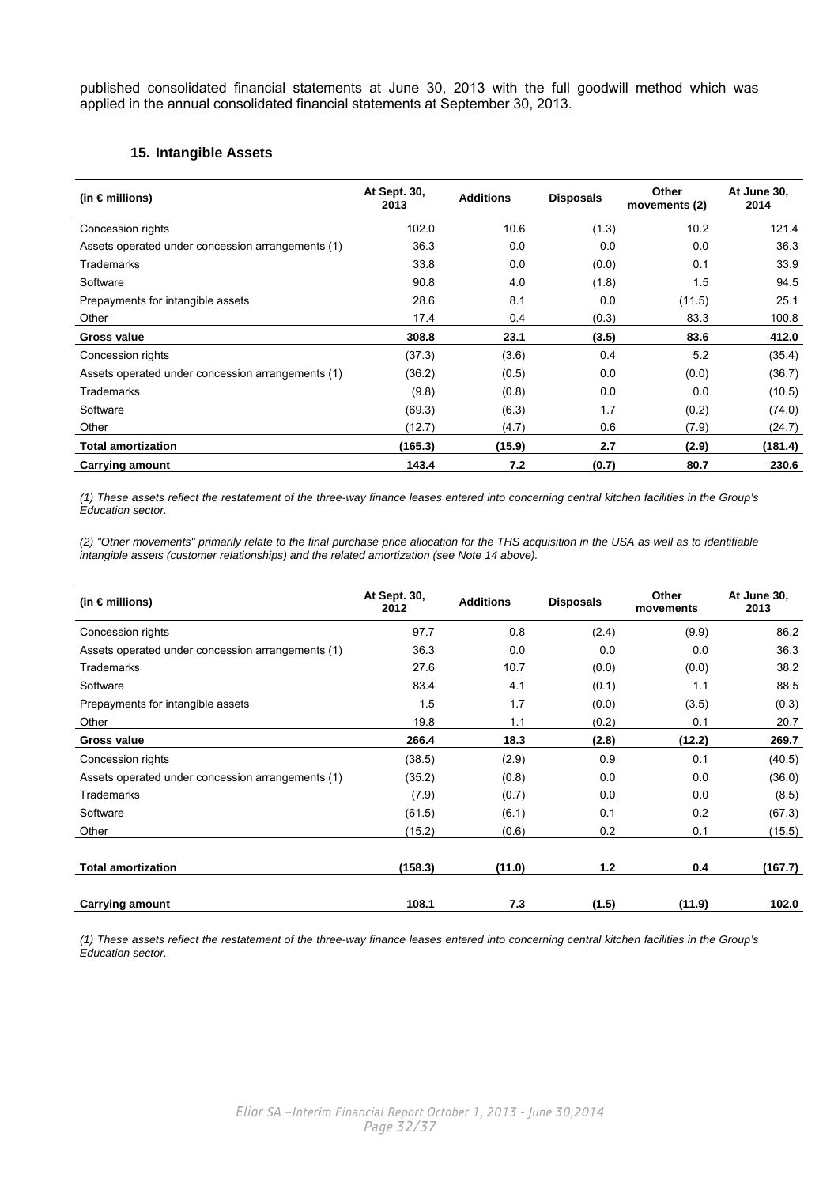published consolidated financial statements at June 30, 2013 with the full goodwill method which was applied in the annual consolidated financial statements at September 30, 2013.

### 15. Intangible Assets

| (in € millions) | At Sept. 30, 2013 | Additions | Disposals | Other movements (2) | At June 30, 2014 |
|---|---|---|---|---|---|
| Concession rights | 102.0 | 10.6 | (1.3) | 10.2 | 121.4 |
| Assets operated under concession arrangements (1) | 36.3 | 0.0 | 0.0 | 0.0 | 36.3 |
| Trademarks | 33.8 | 0.0 | (0.0) | 0.1 | 33.9 |
| Software | 90.8 | 4.0 | (1.8) | 1.5 | 94.5 |
| Prepayments for intangible assets | 28.6 | 8.1 | 0.0 | (11.5) | 25.1 |
| Other | 17.4 | 0.4 | (0.3) | 83.3 | 100.8 |
| **Gross value** | **308.8** | **23.1** | **(3.5)** | **83.6** | **412.0** |
| Concession rights | (37.3) | (3.6) | 0.4 | 5.2 | (35.4) |
| Assets operated under concession arrangements (1) | (36.2) | (0.5) | 0.0 | (0.0) | (36.7) |
| Trademarks | (9.8) | (0.8) | 0.0 | 0.0 | (10.5) |
| Software | (69.3) | (6.3) | 1.7 | (0.2) | (74.0) |
| Other | (12.7) | (4.7) | 0.6 | (7.9) | (24.7) |
| **Total amortization** | **(165.3)** | **(15.9)** | **2.7** | **(2.9)** | **(181.4)** |
| **Carrying amount** | **143.4** | **7.2** | **(0.7)** | **80.7** | **230.6** |

*(1) These assets reflect the restatement of the three-way finance leases entered into concerning central kitchen facilities in the Group's Education sector.*

*(2) "Other movements" primarily relate to the final purchase price allocation for the THS acquisition in the USA as well as to identifiable intangible assets (customer relationships) and the related amortization (see Note 14 above).*

| (in € millions) | At Sept. 30, 2012 | Additions | Disposals | Other movements | At June 30, 2013 |
|---|---|---|---|---|---|
| Concession rights | 97.7 | 0.8 | (2.4) | (9.9) | 86.2 |
| Assets operated under concession arrangements (1) | 36.3 | 0.0 | 0.0 | 0.0 | 36.3 |
| Trademarks | 27.6 | 10.7 | (0.0) | (0.0) | 38.2 |
| Software | 83.4 | 4.1 | (0.1) | 1.1 | 88.5 |
| Prepayments for intangible assets | 1.5 | 1.7 | (0.0) | (3.5) | (0.3) |
| Other | 19.8 | 1.1 | (0.2) | 0.1 | 20.7 |
| **Gross value** | **266.4** | **18.3** | **(2.8)** | **(12.2)** | **269.7** |
| Concession rights | (38.5) | (2.9) | 0.9 | 0.1 | (40.5) |
| Assets operated under concession arrangements (1) | (35.2) | (0.8) | 0.0 | 0.0 | (36.0) |
| Trademarks | (7.9) | (0.7) | 0.0 | 0.0 | (8.5) |
| Software | (61.5) | (6.1) | 0.1 | 0.2 | (67.3) |
| Other | (15.2) | (0.6) | 0.2 | 0.1 | (15.5) |
| **Total amortization** | **(158.3)** | **(11.0)** | **1.2** | **0.4** | **(167.7)** |
| **Carrying amount** | **108.1** | **7.3** | **(1.5)** | **(11.9)** | **102.0** |

*(1) These assets reflect the restatement of the three-way finance leases entered into concerning central kitchen facilities in the Group's Education sector.*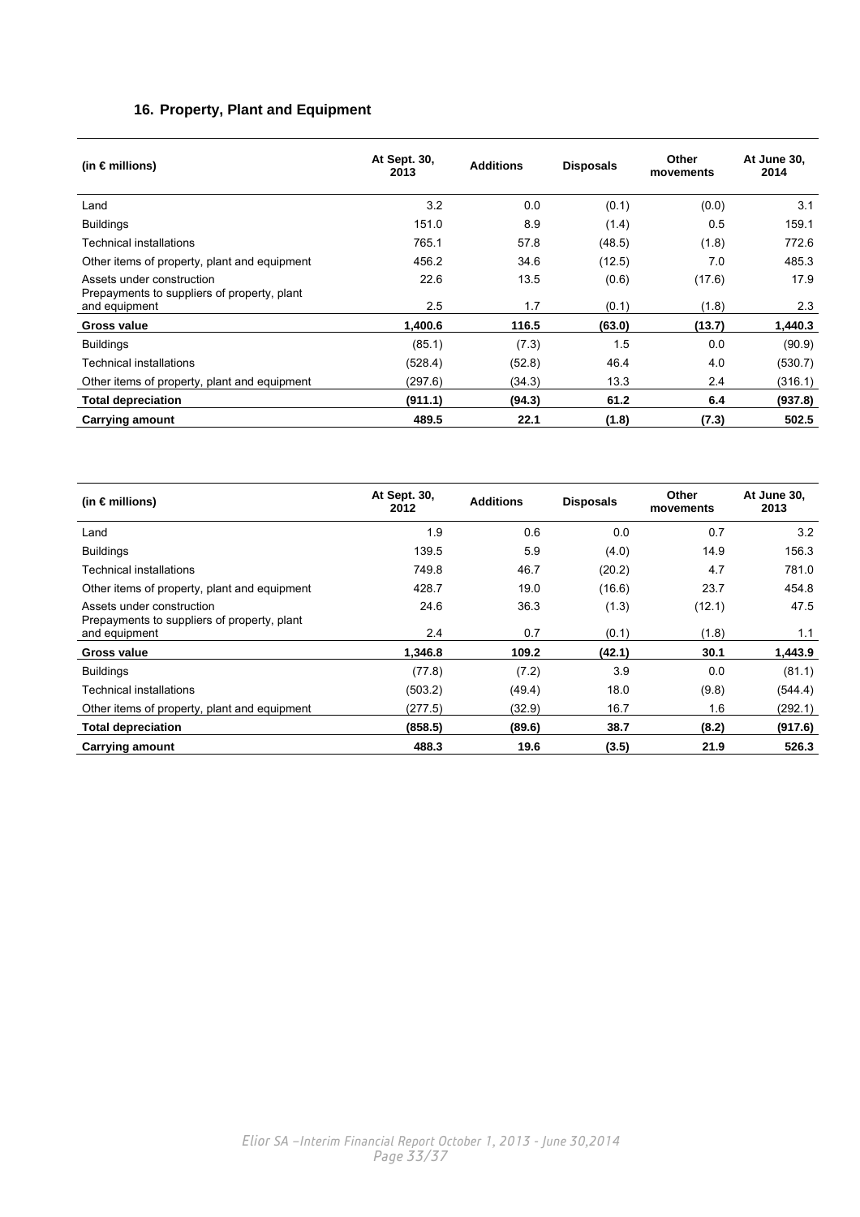## 16. Property, Plant and Equipment

| (in € millions) | At Sept. 30, 2013 | Additions | Disposals | Other movements | At June 30, 2014 |
|---|---|---|---|---|---|
| Land | 3.2 | 0.0 | (0.1) | (0.0) | 3.1 |
| Buildings | 151.0 | 8.9 | (1.4) | 0.5 | 159.1 |
| Technical installations | 765.1 | 57.8 | (48.5) | (1.8) | 772.6 |
| Other items of property, plant and equipment | 456.2 | 34.6 | (12.5) | 7.0 | 485.3 |
| Assets under construction | 22.6 | 13.5 | (0.6) | (17.6) | 17.9 |
| Prepayments to suppliers of property, plant and equipment | 2.5 | 1.7 | (0.1) | (1.8) | 2.3 |
| **Gross value** | **1,400.6** | **116.5** | **(63.0)** | **(13.7)** | **1,440.3** |
| Buildings | (85.1) | (7.3) | 1.5 | 0.0 | (90.9) |
| Technical installations | (528.4) | (52.8) | 46.4 | 4.0 | (530.7) |
| Other items of property, plant and equipment | (297.6) | (34.3) | 13.3 | 2.4 | (316.1) |
| **Total depreciation** | **(911.1)** | **(94.3)** | **61.2** | **6.4** | **(937.8)** |
| **Carrying amount** | **489.5** | **22.1** | **(1.8)** | **(7.3)** | **502.5** |

| (in € millions) | At Sept. 30, 2012 | Additions | Disposals | Other movements | At June 30, 2013 |
|---|---|---|---|---|---|
| Land | 1.9 | 0.6 | 0.0 | 0.7 | 3.2 |
| Buildings | 139.5 | 5.9 | (4.0) | 14.9 | 156.3 |
| Technical installations | 749.8 | 46.7 | (20.2) | 4.7 | 781.0 |
| Other items of property, plant and equipment | 428.7 | 19.0 | (16.6) | 23.7 | 454.8 |
| Assets under construction | 24.6 | 36.3 | (1.3) | (12.1) | 47.5 |
| Prepayments to suppliers of property, plant and equipment | 2.4 | 0.7 | (0.1) | (1.8) | 1.1 |
| **Gross value** | **1,346.8** | **109.2** | **(42.1)** | **30.1** | **1,443.9** |
| Buildings | (77.8) | (7.2) | 3.9 | 0.0 | (81.1) |
| Technical installations | (503.2) | (49.4) | 18.0 | (9.8) | (544.4) |
| Other items of property, plant and equipment | (277.5) | (32.9) | 16.7 | 1.6 | (292.1) |
| **Total depreciation** | **(858.5)** | **(89.6)** | **38.7** | **(8.2)** | **(917.6)** |
| **Carrying amount** | **488.3** | **19.6** | **(3.5)** | **21.9** | **526.3** |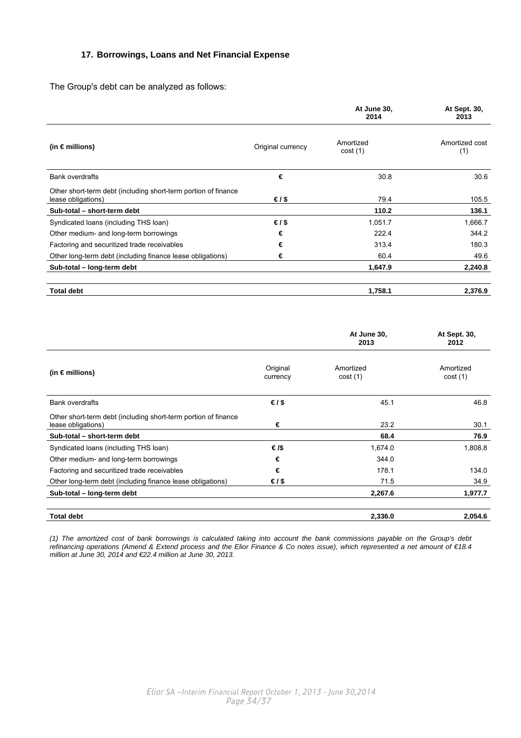## 17. Borrowings, Loans and Net Financial Expense

The Group's debt can be analyzed as follows:

| (in € millions) | Original currency | At June 30, 2014 Amortized cost (1) | At Sept. 30, 2013 Amortized cost (1) |
|---|---|---|---|
| Bank overdrafts | € | 30.8 | 30.6 |
| Other short-term debt (including short-term portion of finance lease obligations) | € / $ | 79.4 | 105.5 |
| **Sub-total – short-term debt** | | **110.2** | **136.1** |
| Syndicated loans (including THS loan) | € / $ | 1,051.7 | 1,666.7 |
| Other medium- and long-term borrowings | € | 222.4 | 344.2 |
| Factoring and securitized trade receivables | € | 313.4 | 180.3 |
| Other long-term debt (including finance lease obligations) | € | 60.4 | 49.6 |
| **Sub-total – long-term debt** | | **1,647.9** | **2,240.8** |
| **Total debt** | | **1,758.1** | **2,376.9** |

| (in € millions) | Original currency | At June 30, 2013 Amortized cost (1) | At Sept. 30, 2012 Amortized cost (1) |
|---|---|---|---|
| Bank overdrafts | € / $ | 45.1 | 46.8 |
| Other short-term debt (including short-term portion of finance lease obligations) | € | 23.2 | 30.1 |
| **Sub-total – short-term debt** | | **68.4** | **76.9** |
| Syndicated loans (including THS loan) | € /$ | 1,674.0 | 1,808.8 |
| Other medium- and long-term borrowings | € | 344.0 | |
| Factoring and securitized trade receivables | € | 178.1 | 134.0 |
| Other long-term debt (including finance lease obligations) | € / $ | 71.5 | 34.9 |
| **Sub-total – long-term debt** | | **2,267.6** | **1,977.7** |
| **Total debt** | | **2,336.0** | **2,054.6** |

*(1) The amortized cost of bank borrowings is calculated taking into account the bank commissions payable on the Group's debt refinancing operations (Amend & Extend process and the Elior Finance & Co notes issue), which represented a net amount of €18.4 million at June 30, 2014 and €22.4 million at June 30, 2013.*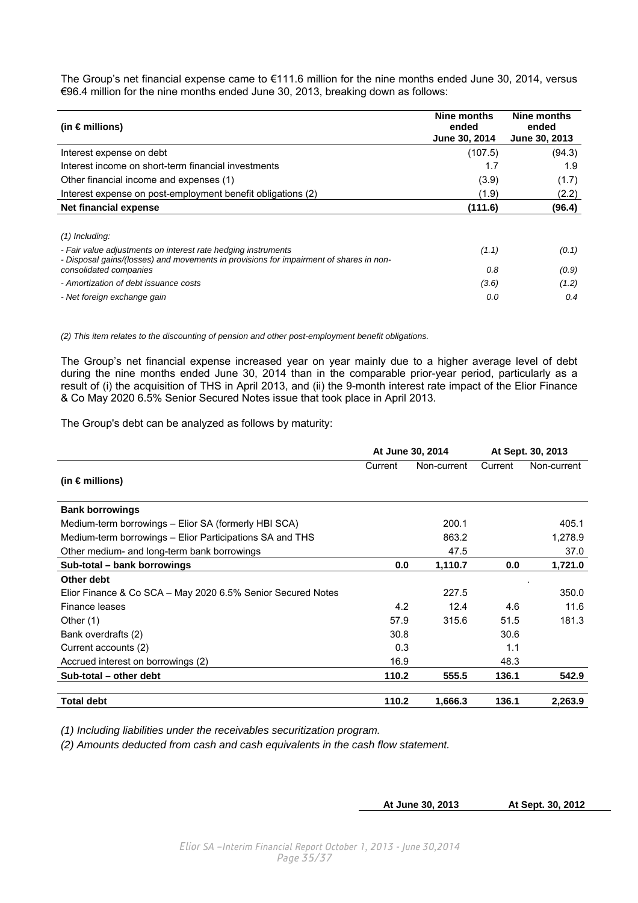The Group's net financial expense came to €111.6 million for the nine months ended June 30, 2014, versus €96.4 million for the nine months ended June 30, 2013, breaking down as follows:

| (in € millions) | Nine months ended June 30, 2014 | Nine months ended June 30, 2013 |
|---|---|---|
| Interest expense on debt | (107.5) | (94.3) |
| Interest income on short-term financial investments | 1.7 | 1.9 |
| Other financial income and expenses (1) | (3.9) | (1.7) |
| Interest expense on post-employment benefit obligations (2) | (1.9) | (2.2) |
| **Net financial expense** | **(111.6)** | **(96.4)** |
| *(1) Including:* | | |
| *- Fair value adjustments on interest rate hedging instruments* | *(1.1)* | *(0.1)* |
| *- Disposal gains/(losses) and movements in provisions for impairment of shares in non-consolidated companies* | *0.8* | *(0.9)* |
| *- Amortization of debt issuance costs* | *(3.6)* | *(1.2)* |
| *- Net foreign exchange gain* | *0.0* | *0.4* |

*(2) This item relates to the discounting of pension and other post-employment benefit obligations.*

The Group's net financial expense increased year on year mainly due to a higher average level of debt during the nine months ended June 30, 2014 than in the comparable prior-year period, particularly as a result of (i) the acquisition of THS in April 2013, and (ii) the 9-month interest rate impact of the Elior Finance & Co May 2020 6.5% Senior Secured Notes issue that took place in April 2013.

The Group's debt can be analyzed as follows by maturity:

| (in € millions) | At June 30, 2014 | | At Sept. 30, 2013 | |
|---|---|---|---|---|
| | Current | Non-current | Current | Non-current |
| **Bank borrowings** | | | | |
| Medium-term borrowings – Elior SA (formerly HBI SCA) | | 200.1 | | 405.1 |
| Medium-term borrowings – Elior Participations SA and THS | | 863.2 | | 1,278.9 |
| Other medium- and long-term bank borrowings | | 47.5 | | 37.0 |
| **Sub-total – bank borrowings** | **0.0** | **1,110.7** | **0.0** | **1,721.0** |
| **Other debt** | | | | |
| Elior Finance & Co SCA – May 2020 6.5% Senior Secured Notes | | 227.5 | | 350.0 |
| Finance leases | 4.2 | 12.4 | 4.6 | 11.6 |
| Other (1) | 57.9 | 315.6 | 51.5 | 181.3 |
| Bank overdrafts (2) | 30.8 | | 30.6 | |
| Current accounts (2) | 0.3 | | 1.1 | |
| Accrued interest on borrowings (2) | 16.9 | | 48.3 | |
| **Sub-total – other debt** | **110.2** | **555.5** | **136.1** | **542.9** |
| **Total debt** | **110.2** | **1,666.3** | **136.1** | **2,263.9** |

*(1) Including liabilities under the receivables securitization program.*

*(2) Amounts deducted from cash and cash equivalents in the cash flow statement.*

| | At June 30, 2013 | At Sept. 30, 2012 |
|---|---|---|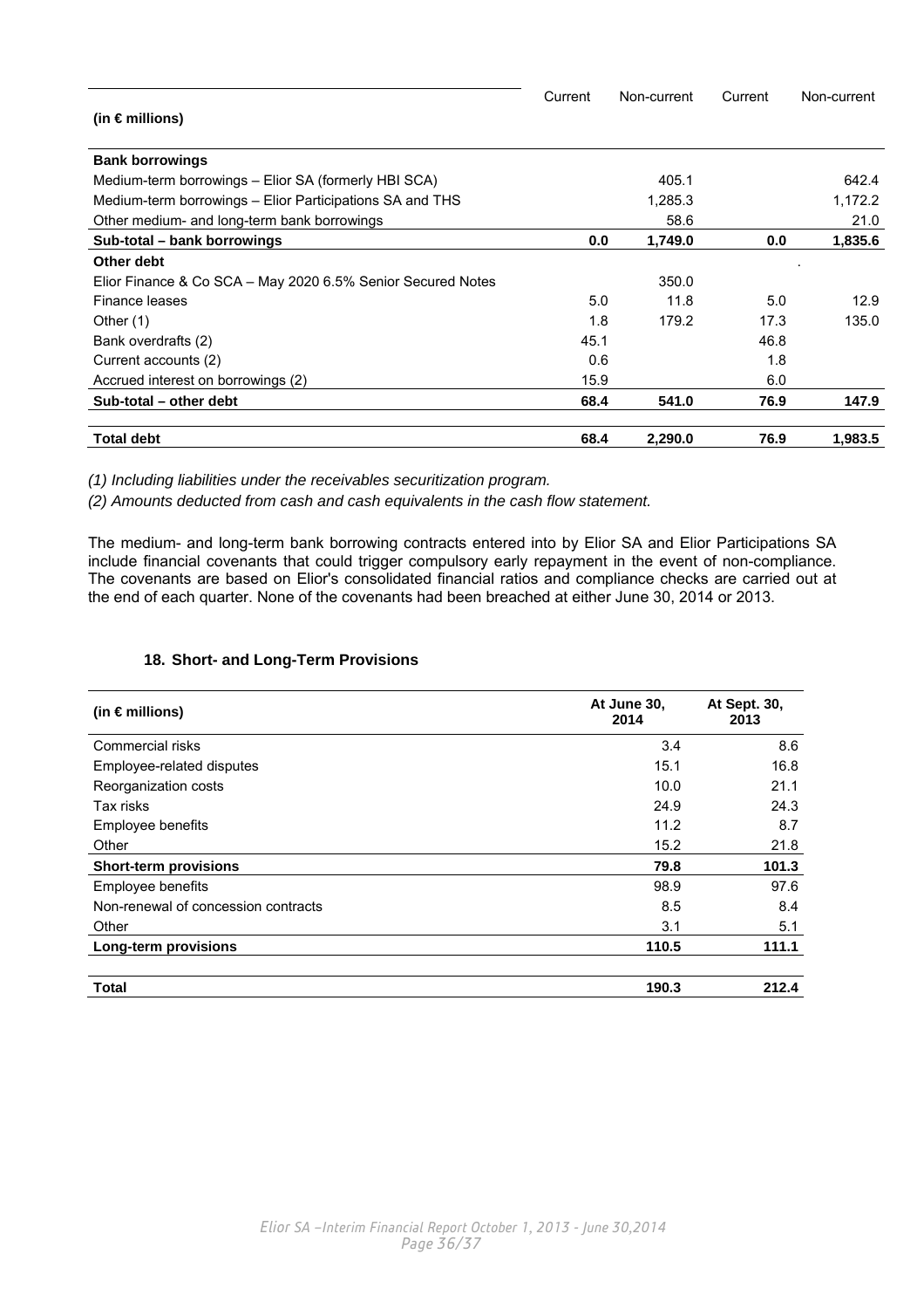| (in € millions) | Current | Non-current | Current | Non-current |
|---|---|---|---|---|
| **Bank borrowings** | | | | |
| Medium-term borrowings – Elior SA (formerly HBI SCA) | | 405.1 | | 642.4 |
| Medium-term borrowings – Elior Participations SA and THS | | 1,285.3 | | 1,172.2 |
| Other medium- and long-term bank borrowings | | 58.6 | | 21.0 |
| **Sub-total – bank borrowings** | **0.0** | **1,749.0** | **0.0** | **1,835.6** |
| **Other debt** | | | | |
| Elior Finance & Co SCA – May 2020 6.5% Senior Secured Notes | | 350.0 | | |
| Finance leases | 5.0 | 11.8 | 5.0 | 12.9 |
| Other (1) | 1.8 | 179.2 | 17.3 | 135.0 |
| Bank overdrafts (2) | 45.1 | | 46.8 | |
| Current accounts (2) | 0.6 | | 1.8 | |
| Accrued interest on borrowings (2) | 15.9 | | 6.0 | |
| **Sub-total – other debt** | **68.4** | **541.0** | **76.9** | **147.9** |
| **Total debt** | **68.4** | **2,290.0** | **76.9** | **1,983.5** |

*(1) Including liabilities under the receivables securitization program.*

*(2) Amounts deducted from cash and cash equivalents in the cash flow statement.*

The medium- and long-term bank borrowing contracts entered into by Elior SA and Elior Participations SA include financial covenants that could trigger compulsory early repayment in the event of non-compliance. The covenants are based on Elior's consolidated financial ratios and compliance checks are carried out at the end of each quarter. None of the covenants had been breached at either June 30, 2014 or 2013.

### 18. Short- and Long-Term Provisions

| (in € millions) | At June 30, 2014 | At Sept. 30, 2013 |
|---|---|---|
| Commercial risks | 3.4 | 8.6 |
| Employee-related disputes | 15.1 | 16.8 |
| Reorganization costs | 10.0 | 21.1 |
| Tax risks | 24.9 | 24.3 |
| Employee benefits | 11.2 | 8.7 |
| Other | 15.2 | 21.8 |
| **Short-term provisions** | **79.8** | **101.3** |
| Employee benefits | 98.9 | 97.6 |
| Non-renewal of concession contracts | 8.5 | 8.4 |
| Other | 3.1 | 5.1 |
| **Long-term provisions** | **110.5** | **111.1** |
| **Total** | **190.3** | **212.4** |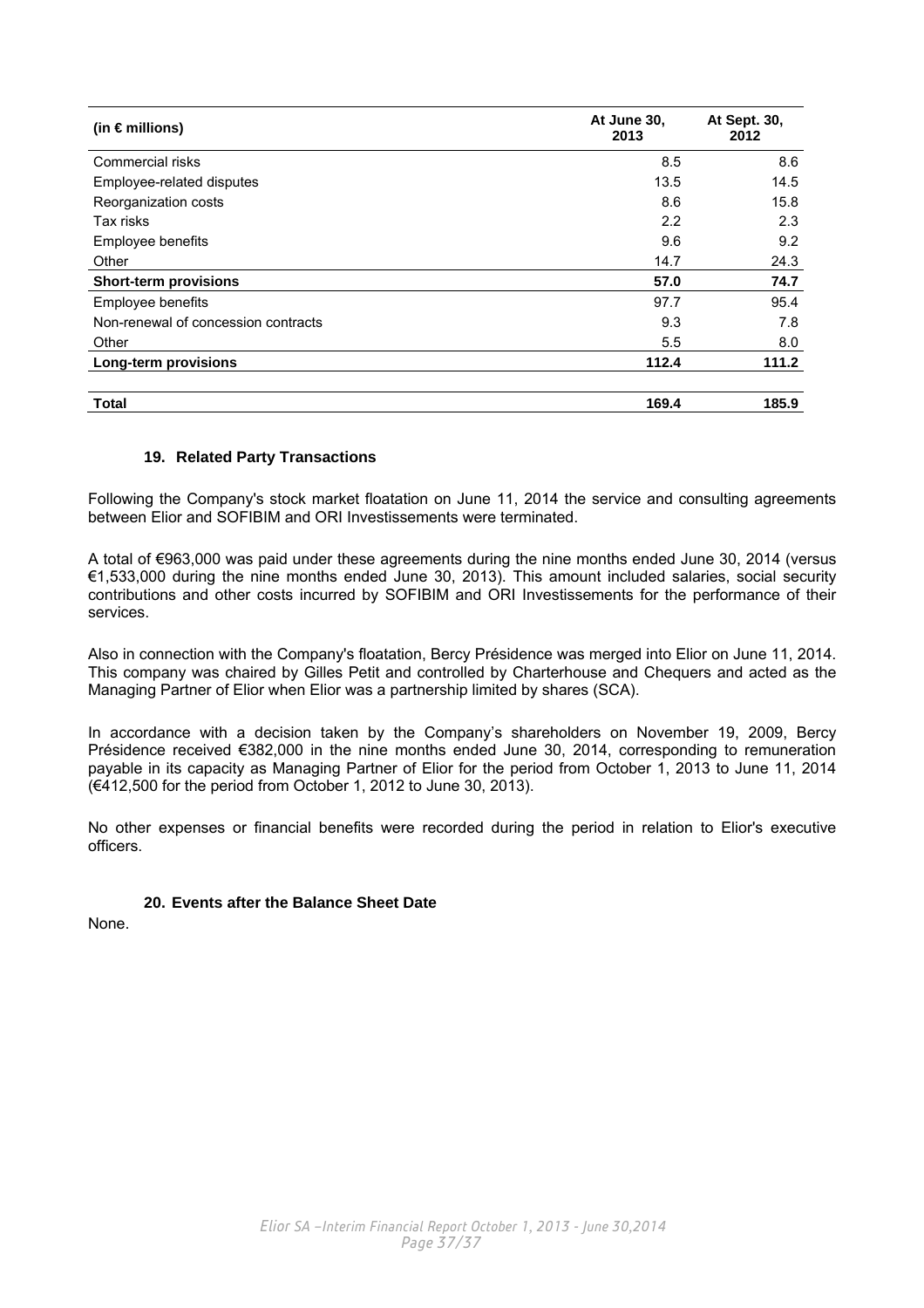| (in € millions) | At June 30, 2013 | At Sept. 30, 2012 |
|---|---|---|
| Commercial risks | 8.5 | 8.6 |
| Employee-related disputes | 13.5 | 14.5 |
| Reorganization costs | 8.6 | 15.8 |
| Tax risks | 2.2 | 2.3 |
| Employee benefits | 9.6 | 9.2 |
| Other | 14.7 | 24.3 |
| **Short-term provisions** | **57.0** | **74.7** |
| Employee benefits | 97.7 | 95.4 |
| Non-renewal of concession contracts | 9.3 | 7.8 |
| Other | 5.5 | 8.0 |
| **Long-term provisions** | **112.4** | **111.2** |
| **Total** | **169.4** | **185.9** |

### 19. Related Party Transactions

Following the Company's stock market floatation on June 11, 2014 the service and consulting agreements between Elior and SOFIBIM and ORI Investissements were terminated.

A total of €963,000 was paid under these agreements during the nine months ended June 30, 2014 (versus €1,533,000 during the nine months ended June 30, 2013). This amount included salaries, social security contributions and other costs incurred by SOFIBIM and ORI Investissements for the performance of their services.

Also in connection with the Company's floatation, Bercy Présidence was merged into Elior on June 11, 2014. This company was chaired by Gilles Petit and controlled by Charterhouse and Chequers and acted as the Managing Partner of Elior when Elior was a partnership limited by shares (SCA).

In accordance with a decision taken by the Company's shareholders on November 19, 2009, Bercy Présidence received €382,000 in the nine months ended June 30, 2014, corresponding to remuneration payable in its capacity as Managing Partner of Elior for the period from October 1, 2013 to June 11, 2014 (€412,500 for the period from October 1, 2012 to June 30, 2013).

No other expenses or financial benefits were recorded during the period in relation to Elior's executive officers.

### 20. Events after the Balance Sheet Date

None.